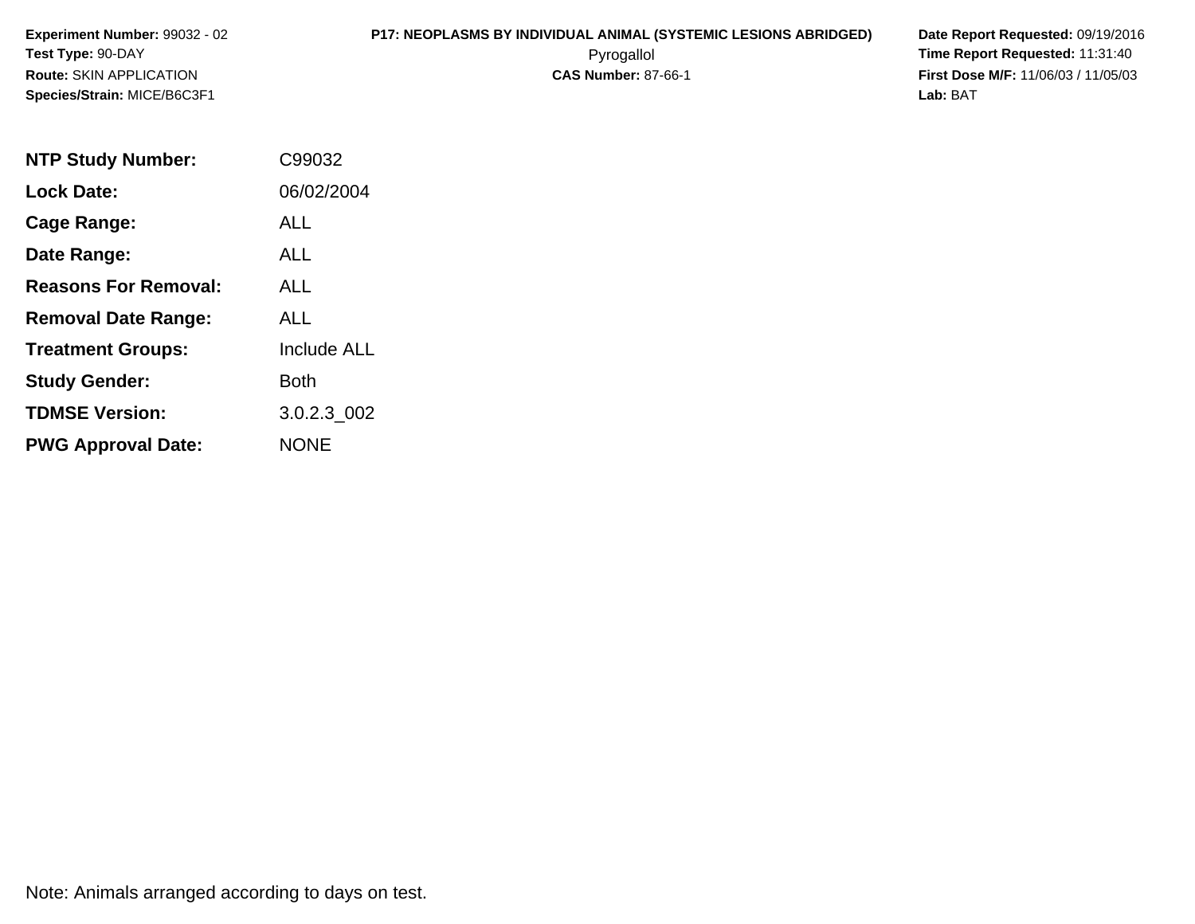**Experiment Number:** 99032 - 02
**Test Type:** 90-DAY
**Route:** SKIN APPLICATION
**Species/Strain:** MICE/B6C3F1

**P17: NEOPLASMS BY INDIVIDUAL ANIMAL (SYSTEMIC LESIONS ABRIDGED)**
Pyrogallol
**CAS Number:** 87-66-1

**Date Report Requested:** 09/19/2016
**Time Report Requested:** 11:31:40
**First Dose M/F:** 11/06/03 / 11/05/03
**Lab:** BAT

| | |
|---|---|
| **NTP Study Number:** | C99032 |
| **Lock Date:** | 06/02/2004 |
| **Cage Range:** | ALL |
| **Date Range:** | ALL |
| **Reasons For Removal:** | ALL |
| **Removal Date Range:** | ALL |
| **Treatment Groups:** | Include ALL |
| **Study Gender:** | Both |
| **TDMSE Version:** | 3.0.2.3_002 |
| **PWG Approval Date:** | NONE |

Note: Animals arranged according to days on test.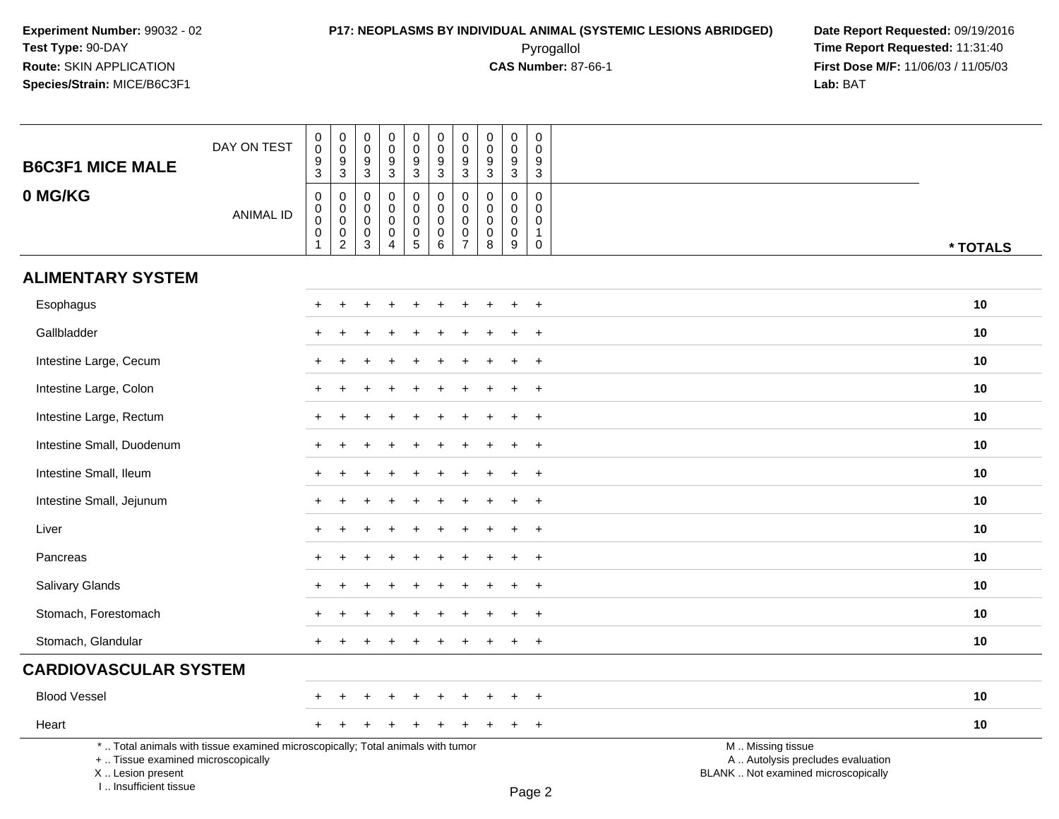**Experiment Number:** 99032 - 02
**Test Type:** 90-DAY
**Route:** SKIN APPLICATION
**Species/Strain:** MICE/B6C3F1

**P17: NEOPLASMS BY INDIVIDUAL ANIMAL (SYSTEMIC LESIONS ABRIDGED)**
Pyrogallol
**CAS Number:** 87-66-1

**Date Report Requested:** 09/19/2016
**Time Report Requested:** 11:31:40
**First Dose M/F:** 11/06/03 / 11/05/03
**Lab:** BAT

## B6C3F1 MICE MALE
## 0 MG/KG

| DAY ON TEST | 0093 | 0093 | 0093 | 0093 | 0093 | 0093 | 0093 | 0093 | 0093 | 0093 | |
|---|---|---|---|---|---|---|---|---|---|---|---|
| ANIMAL ID | 00001 | 00002 | 00003 | 00004 | 00005 | 00006 | 00007 | 00008 | 00009 | 00010 | * TOTALS |
| **ALIMENTARY SYSTEM** | | | | | | | | | | | |
| Esophagus | + | + | + | + | + | + | + | + | + | + | 10 |
| Gallbladder | + | + | + | + | + | + | + | + | + | + | 10 |
| Intestine Large, Cecum | + | + | + | + | + | + | + | + | + | + | 10 |
| Intestine Large, Colon | + | + | + | + | + | + | + | + | + | + | 10 |
| Intestine Large, Rectum | + | + | + | + | + | + | + | + | + | + | 10 |
| Intestine Small, Duodenum | + | + | + | + | + | + | + | + | + | + | 10 |
| Intestine Small, Ileum | + | + | + | + | + | + | + | + | + | + | 10 |
| Intestine Small, Jejunum | + | + | + | + | + | + | + | + | + | + | 10 |
| Liver | + | + | + | + | + | + | + | + | + | + | 10 |
| Pancreas | + | + | + | + | + | + | + | + | + | + | 10 |
| Salivary Glands | + | + | + | + | + | + | + | + | + | + | 10 |
| Stomach, Forestomach | + | + | + | + | + | + | + | + | + | + | 10 |
| Stomach, Glandular | + | + | + | + | + | + | + | + | + | + | 10 |
| **CARDIOVASCULAR SYSTEM** | | | | | | | | | | | |
| Blood Vessel | + | + | + | + | + | + | + | + | + | + | 10 |
| Heart | + | + | + | + | + | + | + | + | + | + | 10 |

* .. Total animals with tissue examined microscopically; Total animals with tumor
+ .. Tissue examined microscopically
X .. Lesion present
I .. Insufficient tissue

M .. Missing tissue
A .. Autolysis precludes evaluation
BLANK .. Not examined microscopically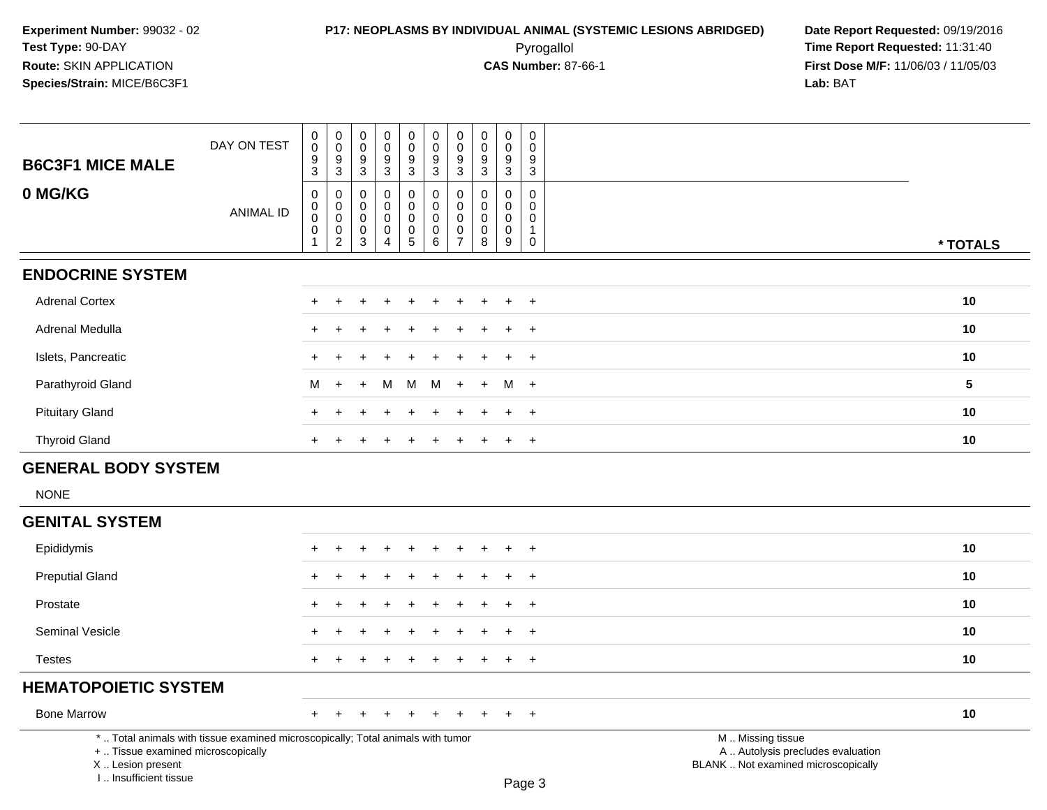**Experiment Number:** 99032 - 02
**Test Type:** 90-DAY
**Route:** SKIN APPLICATION
**Species/Strain:** MICE/B6C3F1

**P17: NEOPLASMS BY INDIVIDUAL ANIMAL (SYSTEMIC LESIONS ABRIDGED)**
Pyrogallol
**CAS Number:** 87-66-1

**Date Report Requested:** 09/19/2016
**Time Report Requested:** 11:31:40
**First Dose M/F:** 11/06/03 / 11/05/03
**Lab:** BAT

| B6C3F1 MICE MALE 0 MG/KG | | | | | | | | | | | |
|---|---|---|---|---|---|---|---|---|---|---|---|
| DAY ON TEST | 0093 | 0093 | 0093 | 0093 | 0093 | 0093 | 0093 | 0093 | 0093 | 0093 | |
| ANIMAL ID | 00001 | 00002 | 00003 | 00004 | 00005 | 00006 | 00007 | 00008 | 00009 | 00010 | * TOTALS |
| **ENDOCRINE SYSTEM** | | | | | | | | | | | |
| Adrenal Cortex | + | + | + | + | + | + | + | + | + | + | 10 |
| Adrenal Medulla | + | + | + | + | + | + | + | + | + | + | 10 |
| Islets, Pancreatic | + | + | + | + | + | + | + | + | + | + | 10 |
| Parathyroid Gland | M | + | + | M | M | M | + | + | M | + | 5 |
| Pituitary Gland | + | + | + | + | + | + | + | + | + | + | 10 |
| Thyroid Gland | + | + | + | + | + | + | + | + | + | + | 10 |
| **GENERAL BODY SYSTEM** | | | | | | | | | | | |
| NONE | | | | | | | | | | | |
| **GENITAL SYSTEM** | | | | | | | | | | | |
| Epididymis | + | + | + | + | + | + | + | + | + | + | 10 |
| Preputial Gland | + | + | + | + | + | + | + | + | + | + | 10 |
| Prostate | + | + | + | + | + | + | + | + | + | + | 10 |
| Seminal Vesicle | + | + | + | + | + | + | + | + | + | + | 10 |
| Testes | + | + | + | + | + | + | + | + | + | + | 10 |
| **HEMATOPOIETIC SYSTEM** | | | | | | | | | | | |
| Bone Marrow | + | + | + | + | + | + | + | + | + | + | 10 |

* .. Total animals with tissue examined microscopically; Total animals with tumor
+ .. Tissue examined microscopically
X .. Lesion present
I .. Insufficient tissue

M .. Missing tissue
A .. Autolysis precludes evaluation
BLANK .. Not examined microscopically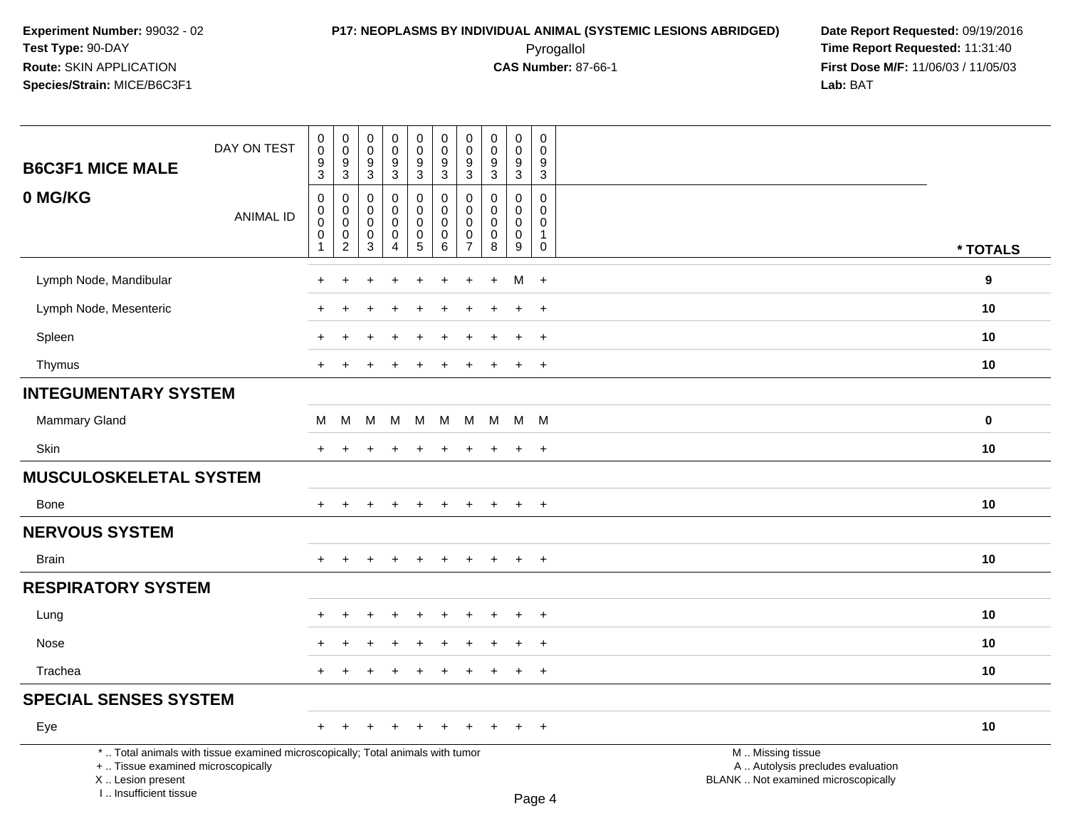**Experiment Number:** 99032 - 02
**Test Type:** 90-DAY
**Route:** SKIN APPLICATION
**Species/Strain:** MICE/B6C3F1

**P17: NEOPLASMS BY INDIVIDUAL ANIMAL (SYSTEMIC LESIONS ABRIDGED)**
Pyrogallol
**CAS Number:** 87-66-1

**Date Report Requested:** 09/19/2016
**Time Report Requested:** 11:31:40
**First Dose M/F:** 11/06/03 / 11/05/03
**Lab:** BAT

| B6C3F1 MICE MALE 0 MG/KG | | | | | | | | | | | |
|---|---|---|---|---|---|---|---|---|---|---|---|
| DAY ON TEST | 0093 | 0093 | 0093 | 0093 | 0093 | 0093 | 0093 | 0093 | 0093 | 0093 | |
| ANIMAL ID | 00001 | 00002 | 00003 | 00004 | 00005 | 00006 | 00007 | 00008 | 00009 | 00010 | * TOTALS |
| Lymph Node, Mandibular | + | + | + | + | + | + | + | + | M | + | 9 |
| Lymph Node, Mesenteric | + | + | + | + | + | + | + | + | + | + | 10 |
| Spleen | + | + | + | + | + | + | + | + | + | + | 10 |
| Thymus | + | + | + | + | + | + | + | + | + | + | 10 |
| **INTEGUMENTARY SYSTEM** | | | | | | | | | | | |
| Mammary Gland | M | M | M | M | M | M | M | M | M | M | 0 |
| Skin | + | + | + | + | + | + | + | + | + | + | 10 |
| **MUSCULOSKELETAL SYSTEM** | | | | | | | | | | | |
| Bone | + | + | + | + | + | + | + | + | + | + | 10 |
| **NERVOUS SYSTEM** | | | | | | | | | | | |
| Brain | + | + | + | + | + | + | + | + | + | + | 10 |
| **RESPIRATORY SYSTEM** | | | | | | | | | | | |
| Lung | + | + | + | + | + | + | + | + | + | + | 10 |
| Nose | + | + | + | + | + | + | + | + | + | + | 10 |
| Trachea | + | + | + | + | + | + | + | + | + | + | 10 |
| **SPECIAL SENSES SYSTEM** | | | | | | | | | | | |
| Eye | + | + | + | + | + | + | + | + | + | + | 10 |

* .. Total animals with tissue examined microscopically; Total animals with tumor
+ .. Tissue examined microscopically
X .. Lesion present
I .. Insufficient tissue

M .. Missing tissue
A .. Autolysis precludes evaluation
BLANK .. Not examined microscopically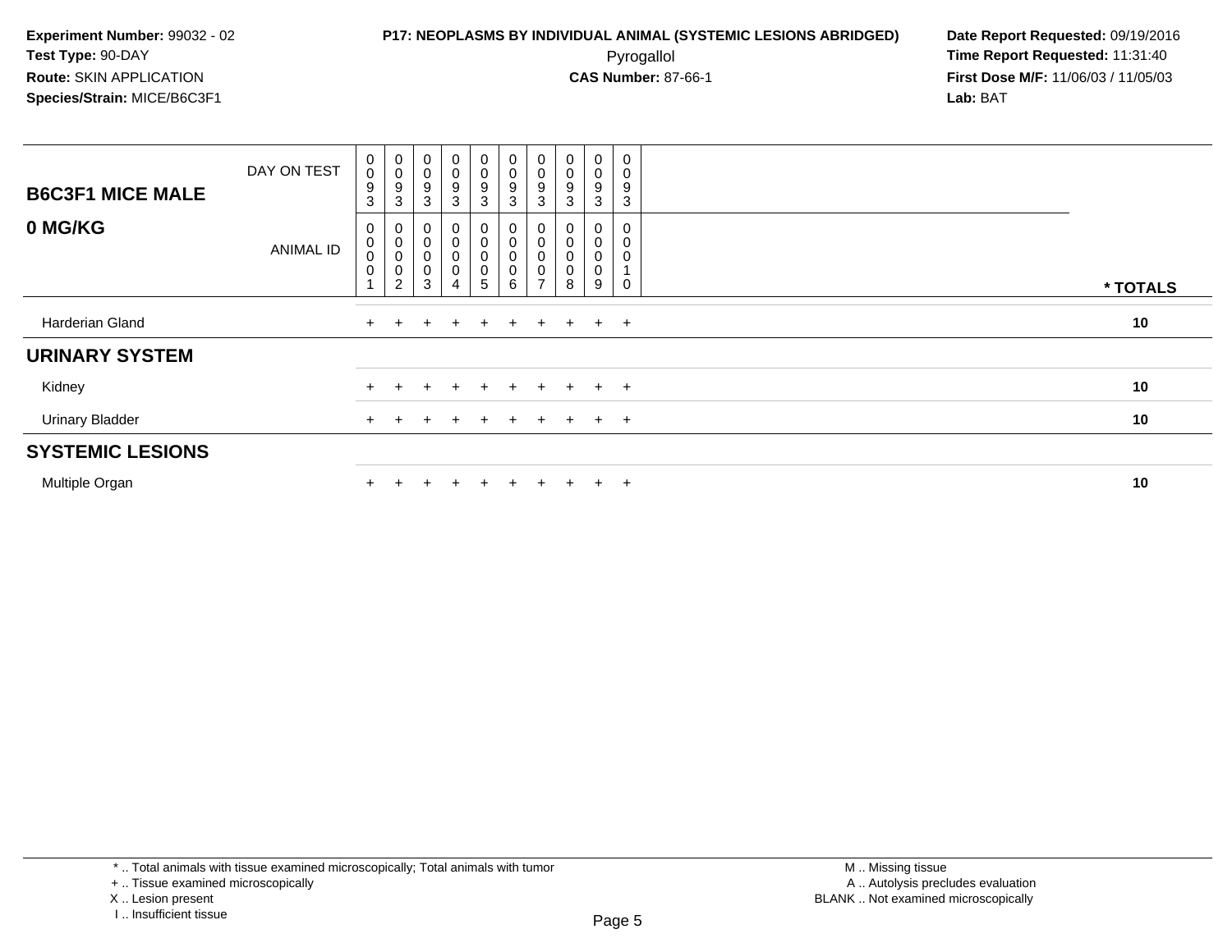**Experiment Number:** 99032 - 02
**Test Type:** 90-DAY
**Route:** SKIN APPLICATION
**Species/Strain:** MICE/B6C3F1

**P17: NEOPLASMS BY INDIVIDUAL ANIMAL (SYSTEMIC LESIONS ABRIDGED)**
Pyrogallol
**CAS Number:** 87-66-1

**Date Report Requested:** 09/19/2016
**Time Report Requested:** 11:31:40
**First Dose M/F:** 11/06/03 / 11/05/03
**Lab:** BAT

| B6C3F1 MICE MALE 0 MG/KG | | | | | | | | | | | |
|---|---|---|---|---|---|---|---|---|---|---|---|
| DAY ON TEST | 0093 | 0093 | 0093 | 0093 | 0093 | 0093 | 0093 | 0093 | 0093 | 0093 | |
| ANIMAL ID | 00001 | 00002 | 00003 | 00004 | 00005 | 00006 | 00007 | 00008 | 00009 | 00010 | * TOTALS |
| Harderian Gland | + | + | + | + | + | + | + | + | + | + | 10 |
| **URINARY SYSTEM** | | | | | | | | | | | |
| Kidney | + | + | + | + | + | + | + | + | + | + | 10 |
| Urinary Bladder | + | + | + | + | + | + | + | + | + | + | 10 |
| **SYSTEMIC LESIONS** | | | | | | | | | | | |
| Multiple Organ | + | + | + | + | + | + | + | + | + | + | 10 |

* .. Total animals with tissue examined microscopically; Total animals with tumor
+ .. Tissue examined microscopically
X .. Lesion present
I .. Insufficient tissue

M .. Missing tissue
A .. Autolysis precludes evaluation
BLANK .. Not examined microscopically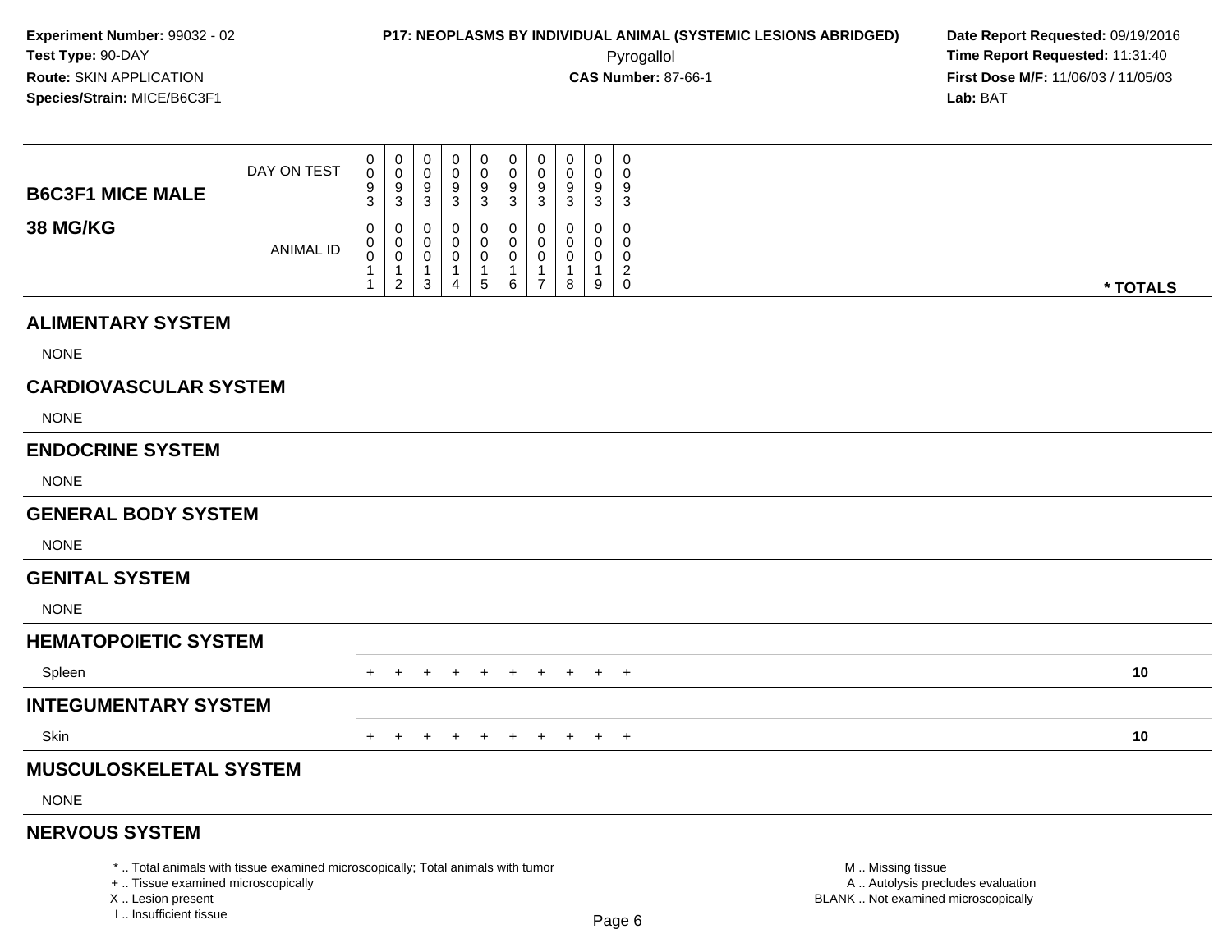**Experiment Number:** 99032 - 02
**Test Type:** 90-DAY
**Route:** SKIN APPLICATION
**Species/Strain:** MICE/B6C3F1

**P17: NEOPLASMS BY INDIVIDUAL ANIMAL (SYSTEMIC LESIONS ABRIDGED)**
Pyrogallol
**CAS Number:** 87-66-1

**Date Report Requested:** 09/19/2016
**Time Report Requested:** 11:31:40
**First Dose M/F:** 11/06/03 / 11/05/03
**Lab:** BAT

| B6C3F1 MICE MALE 38 MG/KG | | | | | | | | | | | |
|---|---|---|---|---|---|---|---|---|---|---|---|
| DAY ON TEST | 0093 | 0093 | 0093 | 0093 | 0093 | 0093 | 0093 | 0093 | 0093 | 0093 | |
| ANIMAL ID | 00011 | 00012 | 00013 | 00014 | 00015 | 00016 | 00017 | 00018 | 00019 | 00020 | * TOTALS |
| **ALIMENTARY SYSTEM** | | | | | | | | | | | |
| NONE | | | | | | | | | | | |
| **CARDIOVASCULAR SYSTEM** | | | | | | | | | | | |
| NONE | | | | | | | | | | | |
| **ENDOCRINE SYSTEM** | | | | | | | | | | | |
| NONE | | | | | | | | | | | |
| **GENERAL BODY SYSTEM** | | | | | | | | | | | |
| NONE | | | | | | | | | | | |
| **GENITAL SYSTEM** | | | | | | | | | | | |
| NONE | | | | | | | | | | | |
| **HEMATOPOIETIC SYSTEM** | | | | | | | | | | | |
| Spleen | + | + | + | + | + | + | + | + | + | + | 10 |
| **INTEGUMENTARY SYSTEM** | | | | | | | | | | | |
| Skin | + | + | + | + | + | + | + | + | + | + | 10 |
| **MUSCULOSKELETAL SYSTEM** | | | | | | | | | | | |
| NONE | | | | | | | | | | | |
| **NERVOUS SYSTEM** | | | | | | | | | | | |

* .. Total animals with tissue examined microscopically; Total animals with tumor
+ .. Tissue examined microscopically
X .. Lesion present
I .. Insufficient tissue

M .. Missing tissue
A .. Autolysis precludes evaluation
BLANK .. Not examined microscopically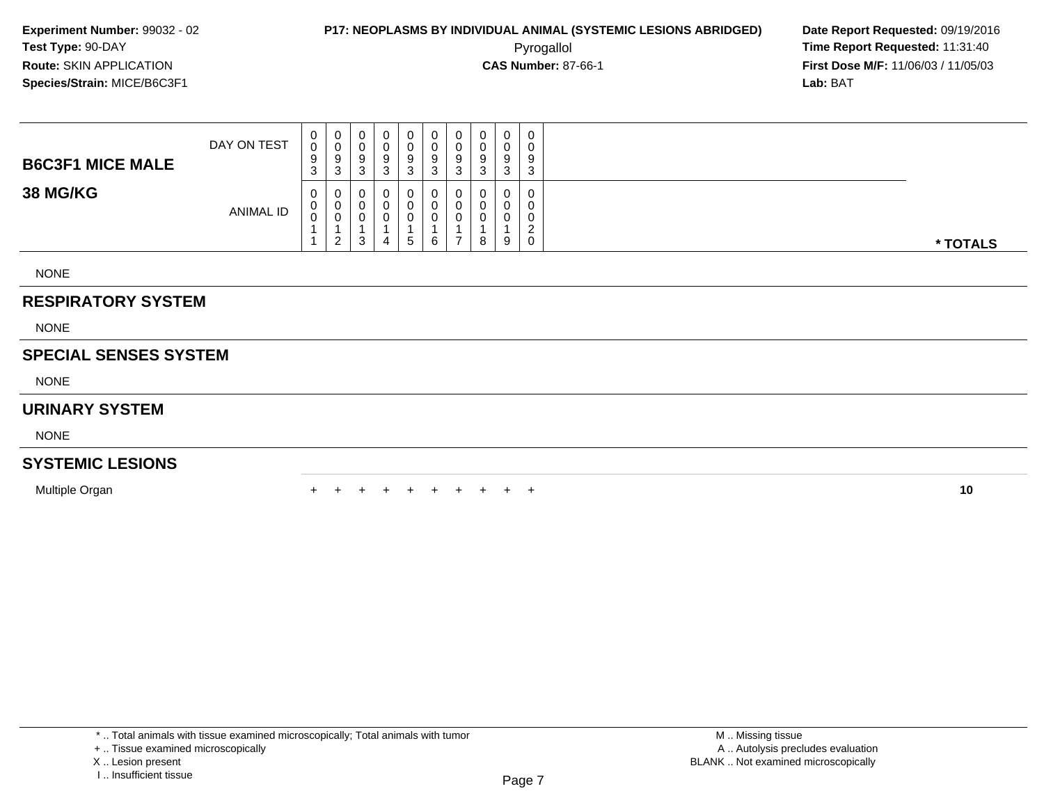**Experiment Number:** 99032 - 02
**Test Type:** 90-DAY
**Route:** SKIN APPLICATION
**Species/Strain:** MICE/B6C3F1

**P17: NEOPLASMS BY INDIVIDUAL ANIMAL (SYSTEMIC LESIONS ABRIDGED)**
Pyrogallol
**CAS Number:** 87-66-1

**Date Report Requested:** 09/19/2016
**Time Report Requested:** 11:31:40
**First Dose M/F:** 11/06/03 / 11/05/03
**Lab:** BAT

| B6C3F1 MICE MALE 38 MG/KG | | | | | | | | | | | |
|---|---|---|---|---|---|---|---|---|---|---|---|
| DAY ON TEST | 0093 | 0093 | 0093 | 0093 | 0093 | 0093 | 0093 | 0093 | 0093 | 0093 | |
| ANIMAL ID | 00011 | 00012 | 00013 | 00014 | 00015 | 00016 | 00017 | 00018 | 00019 | 00020 | * TOTALS |
| NONE | | | | | | | | | | | |
| **RESPIRATORY SYSTEM** | | | | | | | | | | | |
| NONE | | | | | | | | | | | |
| **SPECIAL SENSES SYSTEM** | | | | | | | | | | | |
| NONE | | | | | | | | | | | |
| **URINARY SYSTEM** | | | | | | | | | | | |
| NONE | | | | | | | | | | | |
| **SYSTEMIC LESIONS** | | | | | | | | | | | |
| Multiple Organ | + | + | + | + | + | + | + | + | + | + | 10 |

\* .. Total animals with tissue examined microscopically; Total animals with tumor
\+ .. Tissue examined microscopically
X .. Lesion present
I .. Insufficient tissue

M .. Missing tissue
A .. Autolysis precludes evaluation
BLANK .. Not examined microscopically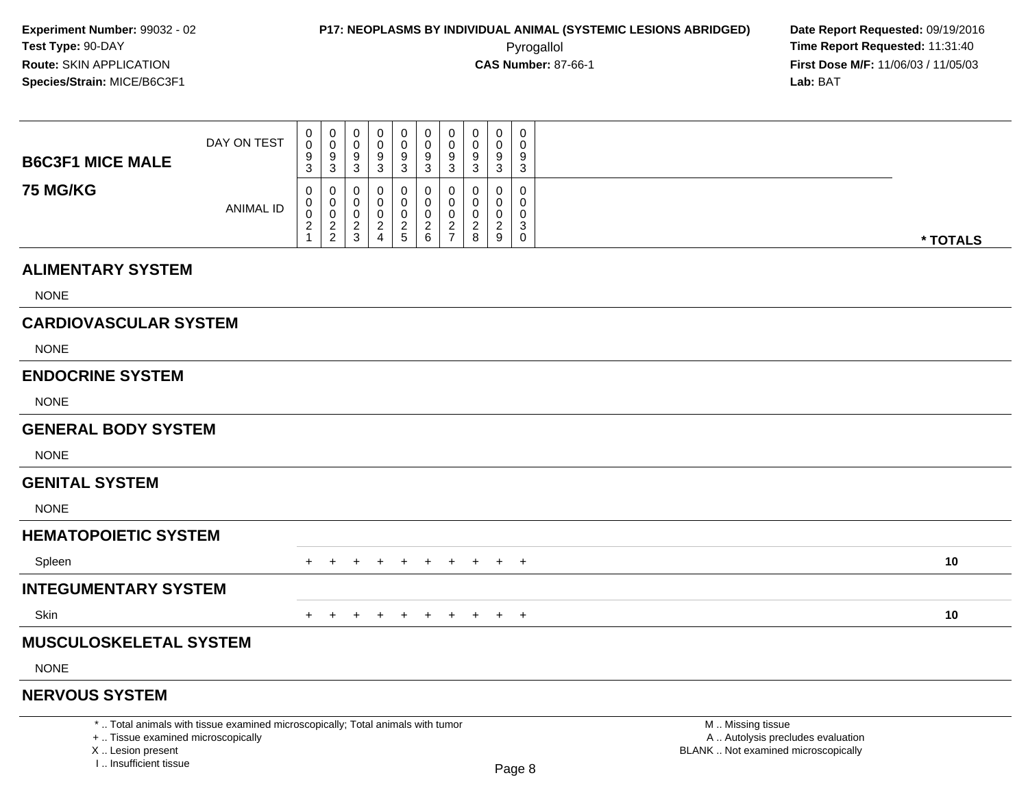**Experiment Number:** 99032 - 02
**Test Type:** 90-DAY
**Route:** SKIN APPLICATION
**Species/Strain:** MICE/B6C3F1

**P17: NEOPLASMS BY INDIVIDUAL ANIMAL (SYSTEMIC LESIONS ABRIDGED)**
Pyrogallol
**CAS Number:** 87-66-1

**Date Report Requested:** 09/19/2016
**Time Report Requested:** 11:31:40
**First Dose M/F:** 11/06/03 / 11/05/03
**Lab:** BAT

| B6C3F1 MICE MALE 75 MG/KG | | | | | | | | | | | |
|---|---|---|---|---|---|---|---|---|---|---|---|
| DAY ON TEST | 0093 | 0093 | 0093 | 0093 | 0093 | 0093 | 0093 | 0093 | 0093 | 0093 | |
| ANIMAL ID | 00021 | 00022 | 00023 | 00024 | 00025 | 00026 | 00027 | 00028 | 00029 | 00030 | * TOTALS |
| **ALIMENTARY SYSTEM** | | | | | | | | | | | |
| NONE | | | | | | | | | | | |
| **CARDIOVASCULAR SYSTEM** | | | | | | | | | | | |
| NONE | | | | | | | | | | | |
| **ENDOCRINE SYSTEM** | | | | | | | | | | | |
| NONE | | | | | | | | | | | |
| **GENERAL BODY SYSTEM** | | | | | | | | | | | |
| NONE | | | | | | | | | | | |
| **GENITAL SYSTEM** | | | | | | | | | | | |
| NONE | | | | | | | | | | | |
| **HEMATOPOIETIC SYSTEM** | | | | | | | | | | | |
| Spleen | + | + | + | + | + | + | + | + | + | + | 10 |
| **INTEGUMENTARY SYSTEM** | | | | | | | | | | | |
| Skin | + | + | + | + | + | + | + | + | + | + | 10 |
| **MUSCULOSKELETAL SYSTEM** | | | | | | | | | | | |
| NONE | | | | | | | | | | | |
| **NERVOUS SYSTEM** | | | | | | | | | | | |

\* .. Total animals with tissue examined microscopically; Total animals with tumor
\+ .. Tissue examined microscopically
X .. Lesion present
I .. Insufficient tissue

M .. Missing tissue
A .. Autolysis precludes evaluation
BLANK .. Not examined microscopically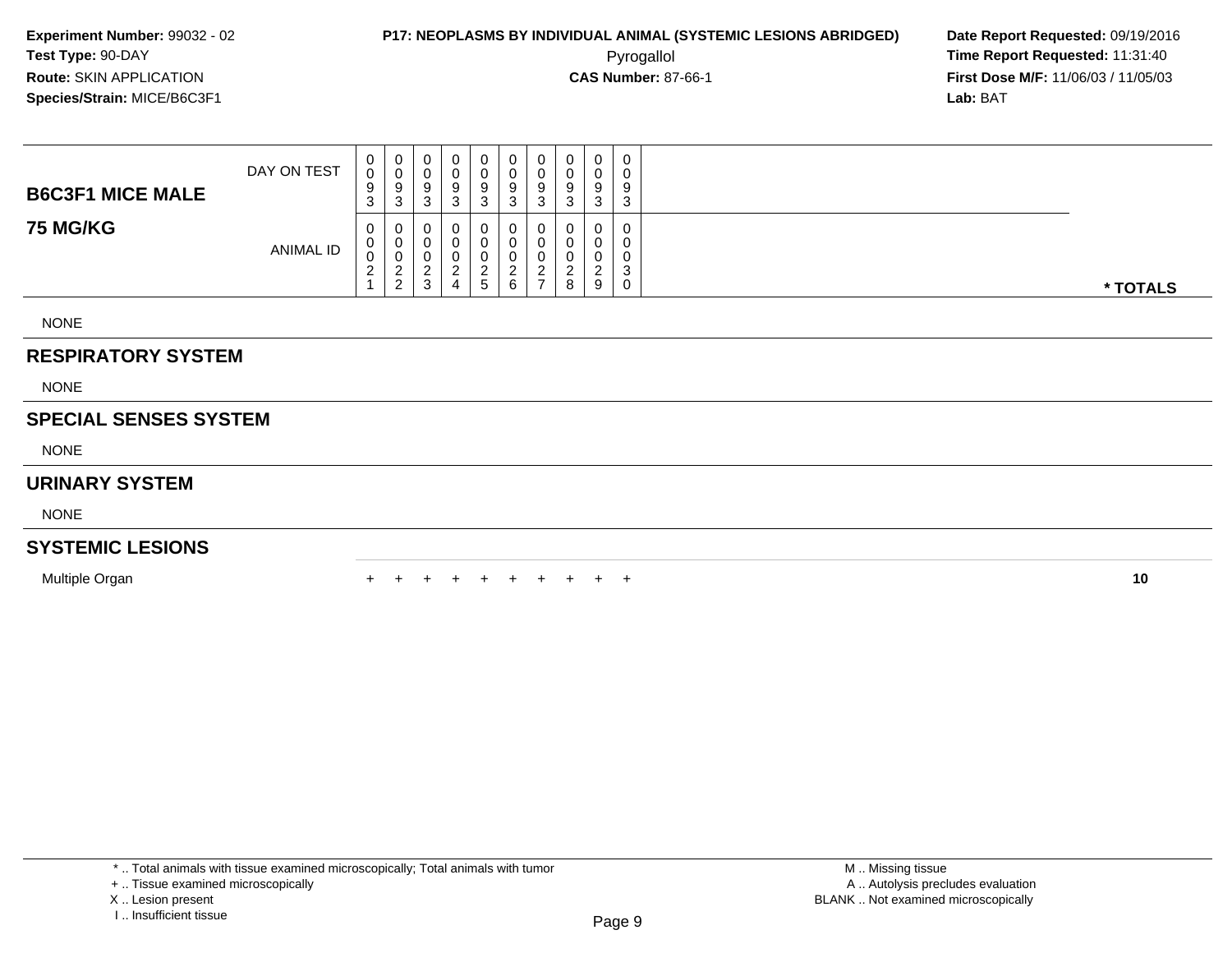**Experiment Number:** 99032 - 02
**Test Type:** 90-DAY
**Route:** SKIN APPLICATION
**Species/Strain:** MICE/B6C3F1

**P17: NEOPLASMS BY INDIVIDUAL ANIMAL (SYSTEMIC LESIONS ABRIDGED)**
Pyrogallol
**CAS Number:** 87-66-1

**Date Report Requested:** 09/19/2016
**Time Report Requested:** 11:31:40
**First Dose M/F:** 11/06/03 / 11/05/03
**Lab:** BAT

| **B6C3F1 MICE MALE** **75 MG/KG** | | | | | | | | | | | |
|---|---|---|---|---|---|---|---|---|---|---|---|
| DAY ON TEST | 0093 | 0093 | 0093 | 0093 | 0093 | 0093 | 0093 | 0093 | 0093 | 0093 | |
| ANIMAL ID | 00021 | 00022 | 00023 | 00024 | 00025 | 00026 | 00027 | 00028 | 00029 | 00030 | **\* TOTALS** |
| NONE | | | | | | | | | | | |
| **RESPIRATORY SYSTEM** | | | | | | | | | | | |
| NONE | | | | | | | | | | | |
| **SPECIAL SENSES SYSTEM** | | | | | | | | | | | |
| NONE | | | | | | | | | | | |
| **URINARY SYSTEM** | | | | | | | | | | | |
| NONE | | | | | | | | | | | |
| **SYSTEMIC LESIONS** | | | | | | | | | | | |
| Multiple Organ | + | + | + | + | + | + | + | + | + | + | **10** |

\* .. Total animals with tissue examined microscopically; Total animals with tumor
\+ .. Tissue examined microscopically
X .. Lesion present
I .. Insufficient tissue

M .. Missing tissue
A .. Autolysis precludes evaluation
BLANK .. Not examined microscopically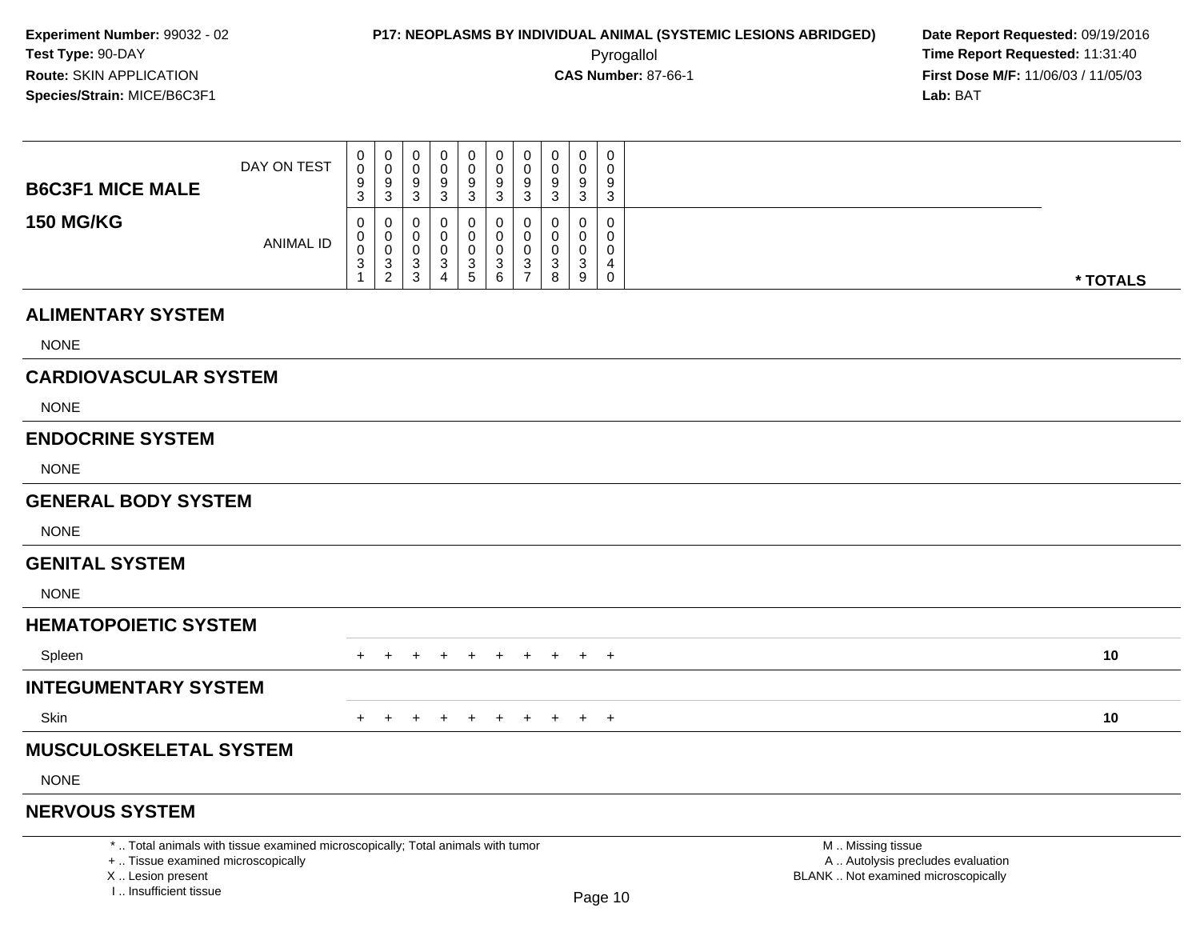**Experiment Number:** 99032 - 02
**Test Type:** 90-DAY
**Route:** SKIN APPLICATION
**Species/Strain:** MICE/B6C3F1

**P17: NEOPLASMS BY INDIVIDUAL ANIMAL (SYSTEMIC LESIONS ABRIDGED)**
Pyrogallol
**CAS Number:** 87-66-1

**Date Report Requested:** 09/19/2016
**Time Report Requested:** 11:31:40
**First Dose M/F:** 11/06/03 / 11/05/03
**Lab:** BAT

| B6C3F1 MICE MALE 150 MG/KG | | | | | | | | | | | |
|---|---|---|---|---|---|---|---|---|---|---|---|
| DAY ON TEST | 0093 | 0093 | 0093 | 0093 | 0093 | 0093 | 0093 | 0093 | 0093 | 0093 | |
| ANIMAL ID | 00031 | 00032 | 00033 | 00034 | 00035 | 00036 | 00037 | 00038 | 00039 | 00040 | * TOTALS |
| **ALIMENTARY SYSTEM** | | | | | | | | | | | |
| NONE | | | | | | | | | | | |
| **CARDIOVASCULAR SYSTEM** | | | | | | | | | | | |
| NONE | | | | | | | | | | | |
| **ENDOCRINE SYSTEM** | | | | | | | | | | | |
| NONE | | | | | | | | | | | |
| **GENERAL BODY SYSTEM** | | | | | | | | | | | |
| NONE | | | | | | | | | | | |
| **GENITAL SYSTEM** | | | | | | | | | | | |
| NONE | | | | | | | | | | | |
| **HEMATOPOIETIC SYSTEM** | | | | | | | | | | | |
| Spleen | + | + | + | + | + | + | + | + | + | + | 10 |
| **INTEGUMENTARY SYSTEM** | | | | | | | | | | | |
| Skin | + | + | + | + | + | + | + | + | + | + | 10 |
| **MUSCULOSKELETAL SYSTEM** | | | | | | | | | | | |
| NONE | | | | | | | | | | | |
| **NERVOUS SYSTEM** | | | | | | | | | | | |

\* .. Total animals with tissue examined microscopically; Total animals with tumor
\+ .. Tissue examined microscopically
X .. Lesion present
I .. Insufficient tissue

M .. Missing tissue
A .. Autolysis precludes evaluation
BLANK .. Not examined microscopically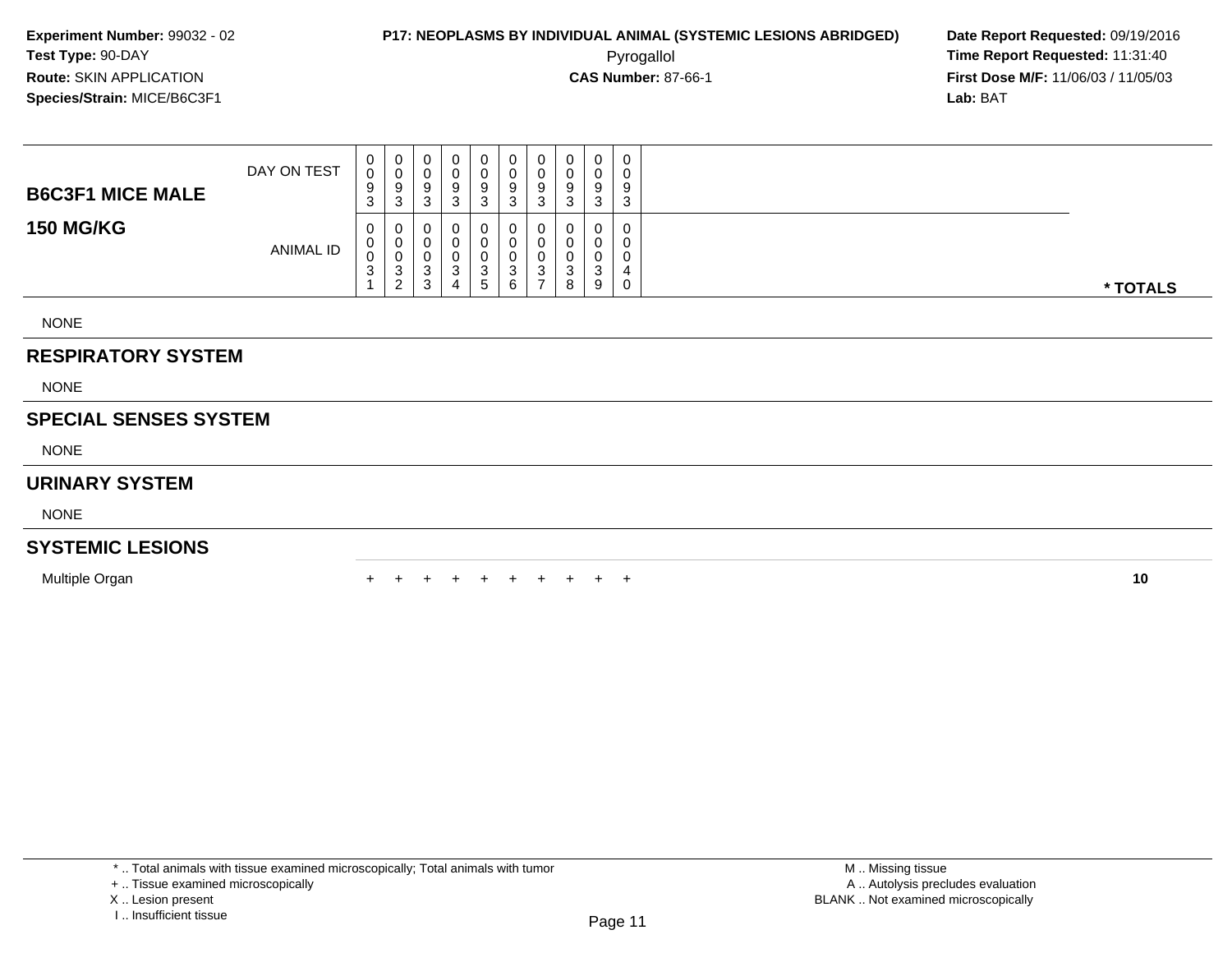**Experiment Number:** 99032 - 02
**Test Type:** 90-DAY
**Route:** SKIN APPLICATION
**Species/Strain:** MICE/B6C3F1

**P17: NEOPLASMS BY INDIVIDUAL ANIMAL (SYSTEMIC LESIONS ABRIDGED)**
Pyrogallol
**CAS Number:** 87-66-1

**Date Report Requested:** 09/19/2016
**Time Report Requested:** 11:31:40
**First Dose M/F:** 11/06/03 / 11/05/03
**Lab:** BAT

| B6C3F1 MICE MALE / 150 MG/KG | | | | | | | | | | | |
|---|---|---|---|---|---|---|---|---|---|---|---|
| DAY ON TEST | 0093 | 0093 | 0093 | 0093 | 0093 | 0093 | 0093 | 0093 | 0093 | 0093 | |
| ANIMAL ID | 00031 | 00032 | 00033 | 00034 | 00035 | 00036 | 00037 | 00038 | 00039 | 00040 | * TOTALS |
| NONE | | | | | | | | | | | |
| **RESPIRATORY SYSTEM** | | | | | | | | | | | |
| NONE | | | | | | | | | | | |
| **SPECIAL SENSES SYSTEM** | | | | | | | | | | | |
| NONE | | | | | | | | | | | |
| **URINARY SYSTEM** | | | | | | | | | | | |
| NONE | | | | | | | | | | | |
| **SYSTEMIC LESIONS** | | | | | | | | | | | |
| Multiple Organ | + | + | + | + | + | + | + | + | + | + | **10** |

* .. Total animals with tissue examined microscopically; Total animals with tumor
+ .. Tissue examined microscopically
X .. Lesion present
I .. Insufficient tissue

M .. Missing tissue
A .. Autolysis precludes evaluation
BLANK .. Not examined microscopically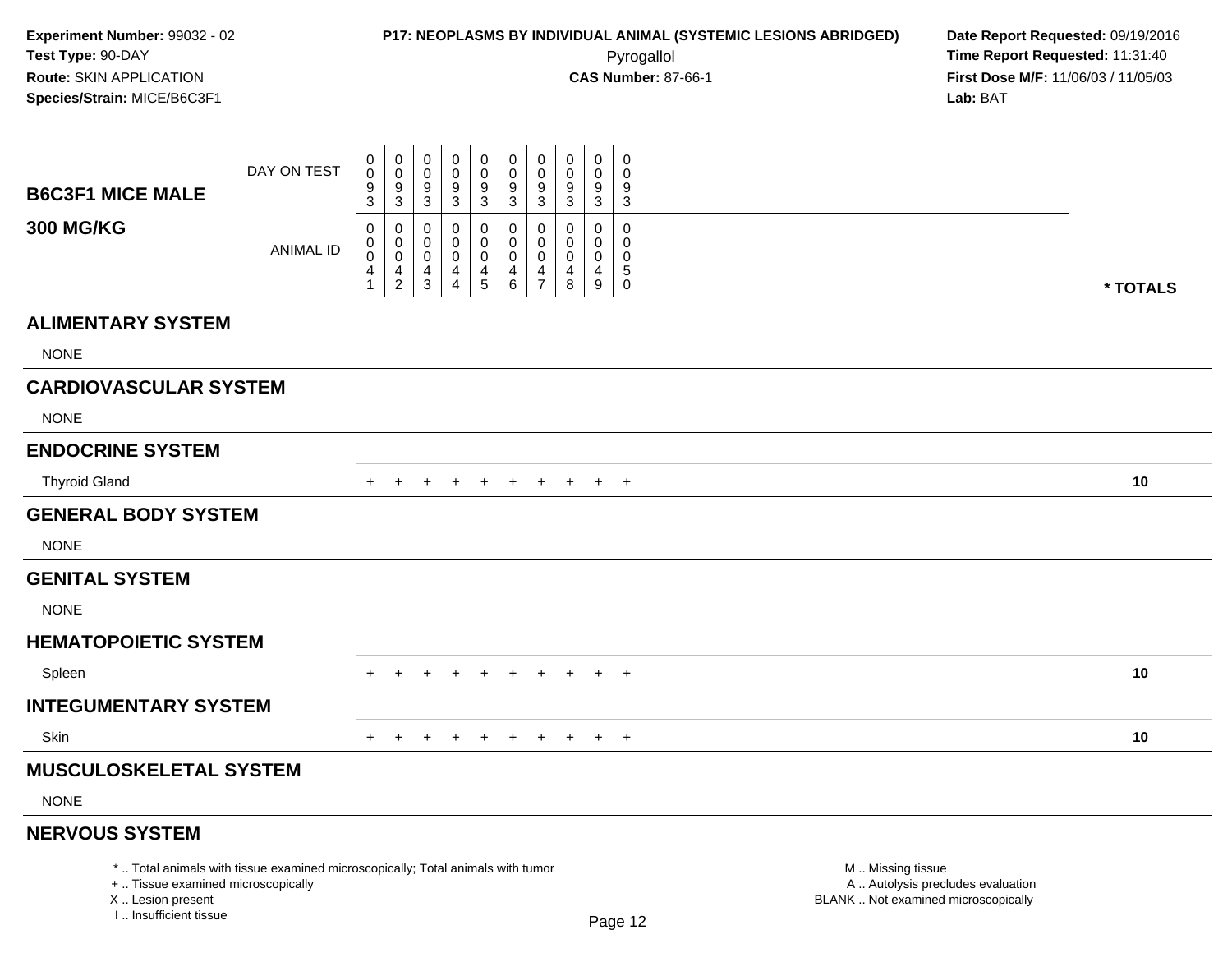**Experiment Number:** 99032 - 02
**Test Type:** 90-DAY
**Route:** SKIN APPLICATION
**Species/Strain:** MICE/B6C3F1

**P17: NEOPLASMS BY INDIVIDUAL ANIMAL (SYSTEMIC LESIONS ABRIDGED)**
Pyrogallol
**CAS Number:** 87-66-1

**Date Report Requested:** 09/19/2016
**Time Report Requested:** 11:31:40
**First Dose M/F:** 11/06/03 / 11/05/03
**Lab:** BAT

| **B6C3F1 MICE MALE 300 MG/KG** | | | | | | | | | | | |
|---|---|---|---|---|---|---|---|---|---|---|---|
| DAY ON TEST | 0093 | 0093 | 0093 | 0093 | 0093 | 0093 | 0093 | 0093 | 0093 | 0093 | |
| ANIMAL ID | 00041 | 00042 | 00043 | 00044 | 00045 | 00046 | 00047 | 00048 | 00049 | 00050 | **\* TOTALS** |
| **ALIMENTARY SYSTEM** | | | | | | | | | | | |
| NONE | | | | | | | | | | | |
| **CARDIOVASCULAR SYSTEM** | | | | | | | | | | | |
| NONE | | | | | | | | | | | |
| **ENDOCRINE SYSTEM** | | | | | | | | | | | |
| Thyroid Gland | + | + | + | + | + | + | + | + | + | + | **10** |
| **GENERAL BODY SYSTEM** | | | | | | | | | | | |
| NONE | | | | | | | | | | | |
| **GENITAL SYSTEM** | | | | | | | | | | | |
| NONE | | | | | | | | | | | |
| **HEMATOPOIETIC SYSTEM** | | | | | | | | | | | |
| Spleen | + | + | + | + | + | + | + | + | + | + | **10** |
| **INTEGUMENTARY SYSTEM** | | | | | | | | | | | |
| Skin | + | + | + | + | + | + | + | + | + | + | **10** |
| **MUSCULOSKELETAL SYSTEM** | | | | | | | | | | | |
| NONE | | | | | | | | | | | |
| **NERVOUS SYSTEM** | | | | | | | | | | | |

\* .. Total animals with tissue examined microscopically; Total animals with tumor
\+ .. Tissue examined microscopically
X .. Lesion present
I .. Insufficient tissue

M .. Missing tissue
A .. Autolysis precludes evaluation
BLANK .. Not examined microscopically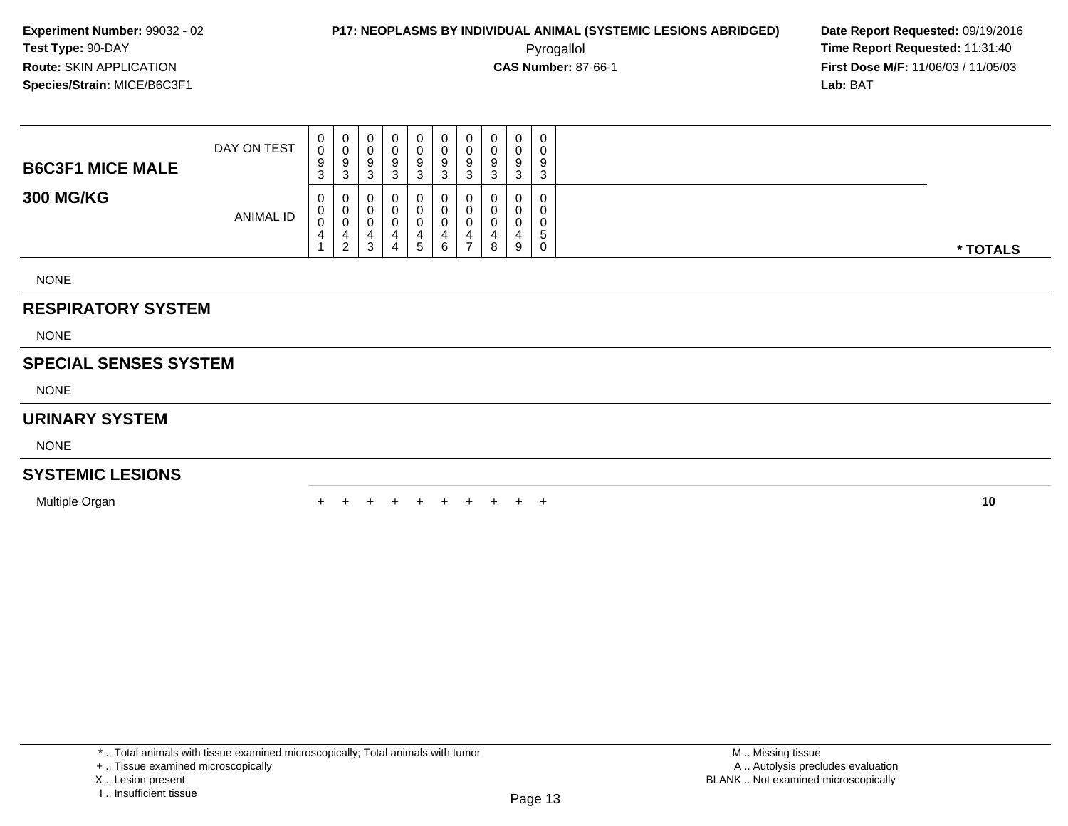**Experiment Number:** 99032 - 02
**Test Type:** 90-DAY
**Route:** SKIN APPLICATION
**Species/Strain:** MICE/B6C3F1

**P17: NEOPLASMS BY INDIVIDUAL ANIMAL (SYSTEMIC LESIONS ABRIDGED)**
Pyrogallol
**CAS Number:** 87-66-1

**Date Report Requested:** 09/19/2016
**Time Report Requested:** 11:31:40
**First Dose M/F:** 11/06/03 / 11/05/03
**Lab:** BAT

| **B6C3F1 MICE MALE** DAY ON TEST | 0093 | 0093 | 0093 | 0093 | 0093 | 0093 | 0093 | 0093 | 0093 | 0093 | |
|---|---|---|---|---|---|---|---|---|---|---|---|
| **300 MG/KG** ANIMAL ID | 00041 | 00042 | 00043 | 00044 | 00045 | 00046 | 00047 | 00048 | 00049 | 00050 | *** TOTALS** |
| NONE | | | | | | | | | | | |
| **RESPIRATORY SYSTEM** | | | | | | | | | | | |
| NONE | | | | | | | | | | | |
| **SPECIAL SENSES SYSTEM** | | | | | | | | | | | |
| NONE | | | | | | | | | | | |
| **URINARY SYSTEM** | | | | | | | | | | | |
| NONE | | | | | | | | | | | |
| **SYSTEMIC LESIONS** | | | | | | | | | | | |
| Multiple Organ | + | + | + | + | + | + | + | + | + | + | **10** |

* .. Total animals with tissue examined microscopically; Total animals with tumor
+ .. Tissue examined microscopically
X .. Lesion present
I .. Insufficient tissue

M .. Missing tissue
A .. Autolysis precludes evaluation
BLANK .. Not examined microscopically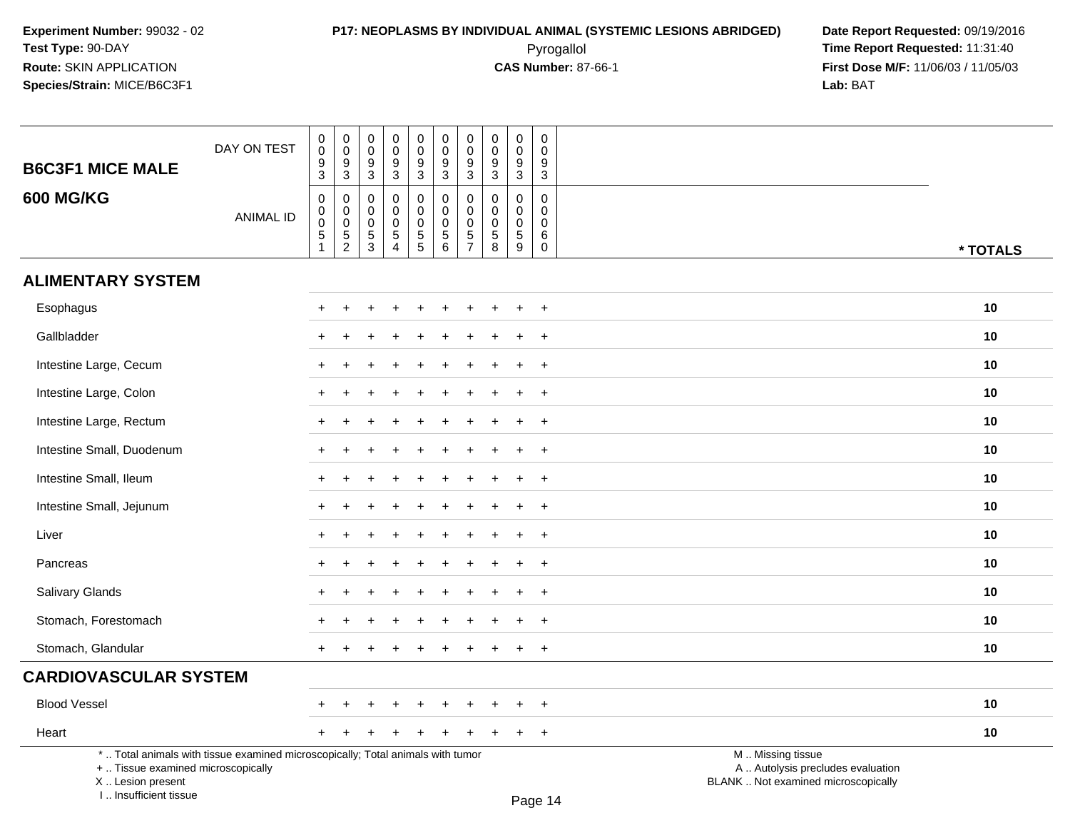**Experiment Number:** 99032 - 02
**Test Type:** 90-DAY
**Route:** SKIN APPLICATION
**Species/Strain:** MICE/B6C3F1

**P17: NEOPLASMS BY INDIVIDUAL ANIMAL (SYSTEMIC LESIONS ABRIDGED)**
Pyrogallol
**CAS Number:** 87-66-1

**Date Report Requested:** 09/19/2016
**Time Report Requested:** 11:31:40
**First Dose M/F:** 11/06/03 / 11/05/03
**Lab:** BAT

## B6C3F1 MICE MALE
## 600 MG/KG

| DAY ON TEST | 0093 | 0093 | 0093 | 0093 | 0093 | 0093 | 0093 | 0093 | 0093 | 0093 | |
|---|---|---|---|---|---|---|---|---|---|---|---|
| **ANIMAL ID** | 00051 | 00052 | 00053 | 00054 | 00055 | 00056 | 00057 | 00058 | 00059 | 00060 | *** TOTALS** |
| **ALIMENTARY SYSTEM** | | | | | | | | | | | |
| Esophagus | + | + | + | + | + | + | + | + | + | + | 10 |
| Gallbladder | + | + | + | + | + | + | + | + | + | + | 10 |
| Intestine Large, Cecum | + | + | + | + | + | + | + | + | + | + | 10 |
| Intestine Large, Colon | + | + | + | + | + | + | + | + | + | + | 10 |
| Intestine Large, Rectum | + | + | + | + | + | + | + | + | + | + | 10 |
| Intestine Small, Duodenum | + | + | + | + | + | + | + | + | + | + | 10 |
| Intestine Small, Ileum | + | + | + | + | + | + | + | + | + | + | 10 |
| Intestine Small, Jejunum | + | + | + | + | + | + | + | + | + | + | 10 |
| Liver | + | + | + | + | + | + | + | + | + | + | 10 |
| Pancreas | + | + | + | + | + | + | + | + | + | + | 10 |
| Salivary Glands | + | + | + | + | + | + | + | + | + | + | 10 |
| Stomach, Forestomach | + | + | + | + | + | + | + | + | + | + | 10 |
| Stomach, Glandular | + | + | + | + | + | + | + | + | + | + | 10 |
| **CARDIOVASCULAR SYSTEM** | | | | | | | | | | | |
| Blood Vessel | + | + | + | + | + | + | + | + | + | + | 10 |
| Heart | + | + | + | + | + | + | + | + | + | + | 10 |

* .. Total animals with tissue examined microscopically; Total animals with tumor
+ .. Tissue examined microscopically
X .. Lesion present
I .. Insufficient tissue

M .. Missing tissue
A .. Autolysis precludes evaluation
BLANK .. Not examined microscopically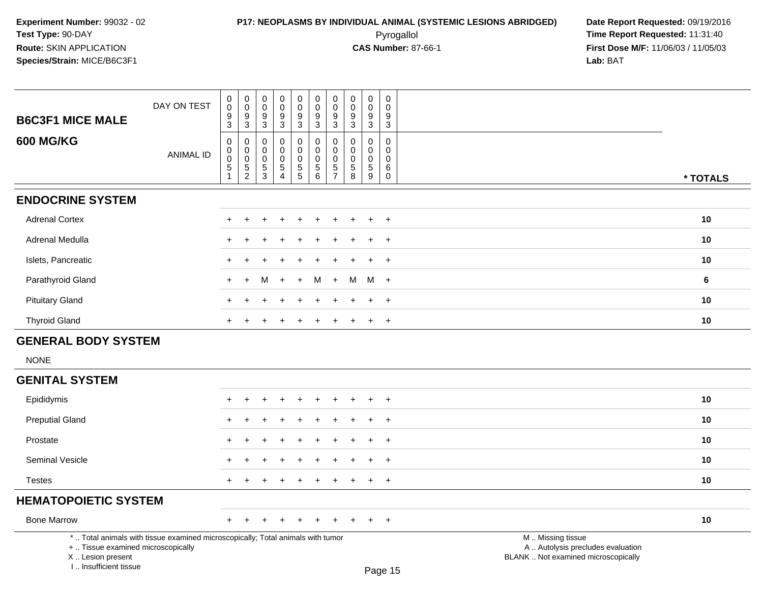**Experiment Number:** 99032 - 02
**Test Type:** 90-DAY
**Route:** SKIN APPLICATION
**Species/Strain:** MICE/B6C3F1

**P17: NEOPLASMS BY INDIVIDUAL ANIMAL (SYSTEMIC LESIONS ABRIDGED)**
Pyrogallol
**CAS Number:** 87-66-1

**Date Report Requested:** 09/19/2016
**Time Report Requested:** 11:31:40
**First Dose M/F:** 11/06/03 / 11/05/03
**Lab:** BAT

| B6C3F1 MICE MALE 600 MG/KG | | | | | | | | | | | |
|---|---|---|---|---|---|---|---|---|---|---|---|
| DAY ON TEST | 0093 | 0093 | 0093 | 0093 | 0093 | 0093 | 0093 | 0093 | 0093 | 0093 | |
| ANIMAL ID | 00051 | 00052 | 00053 | 00054 | 00055 | 00056 | 00057 | 00058 | 00059 | 00060 | * TOTALS |
| **ENDOCRINE SYSTEM** | | | | | | | | | | | |
| Adrenal Cortex | + | + | + | + | + | + | + | + | + | + | 10 |
| Adrenal Medulla | + | + | + | + | + | + | + | + | + | + | 10 |
| Islets, Pancreatic | + | + | + | + | + | + | + | + | + | + | 10 |
| Parathyroid Gland | + | + | M | + | + | M | + | M | M | + | 6 |
| Pituitary Gland | + | + | + | + | + | + | + | + | + | + | 10 |
| Thyroid Gland | + | + | + | + | + | + | + | + | + | + | 10 |
| **GENERAL BODY SYSTEM** | | | | | | | | | | | |
| NONE | | | | | | | | | | | |
| **GENITAL SYSTEM** | | | | | | | | | | | |
| Epididymis | + | + | + | + | + | + | + | + | + | + | 10 |
| Preputial Gland | + | + | + | + | + | + | + | + | + | + | 10 |
| Prostate | + | + | + | + | + | + | + | + | + | + | 10 |
| Seminal Vesicle | + | + | + | + | + | + | + | + | + | + | 10 |
| Testes | + | + | + | + | + | + | + | + | + | + | 10 |
| **HEMATOPOIETIC SYSTEM** | | | | | | | | | | | |
| Bone Marrow | + | + | + | + | + | + | + | + | + | + | 10 |

* .. Total animals with tissue examined microscopically; Total animals with tumor
+ .. Tissue examined microscopically
X .. Lesion present
I .. Insufficient tissue

M .. Missing tissue
A .. Autolysis precludes evaluation
BLANK .. Not examined microscopically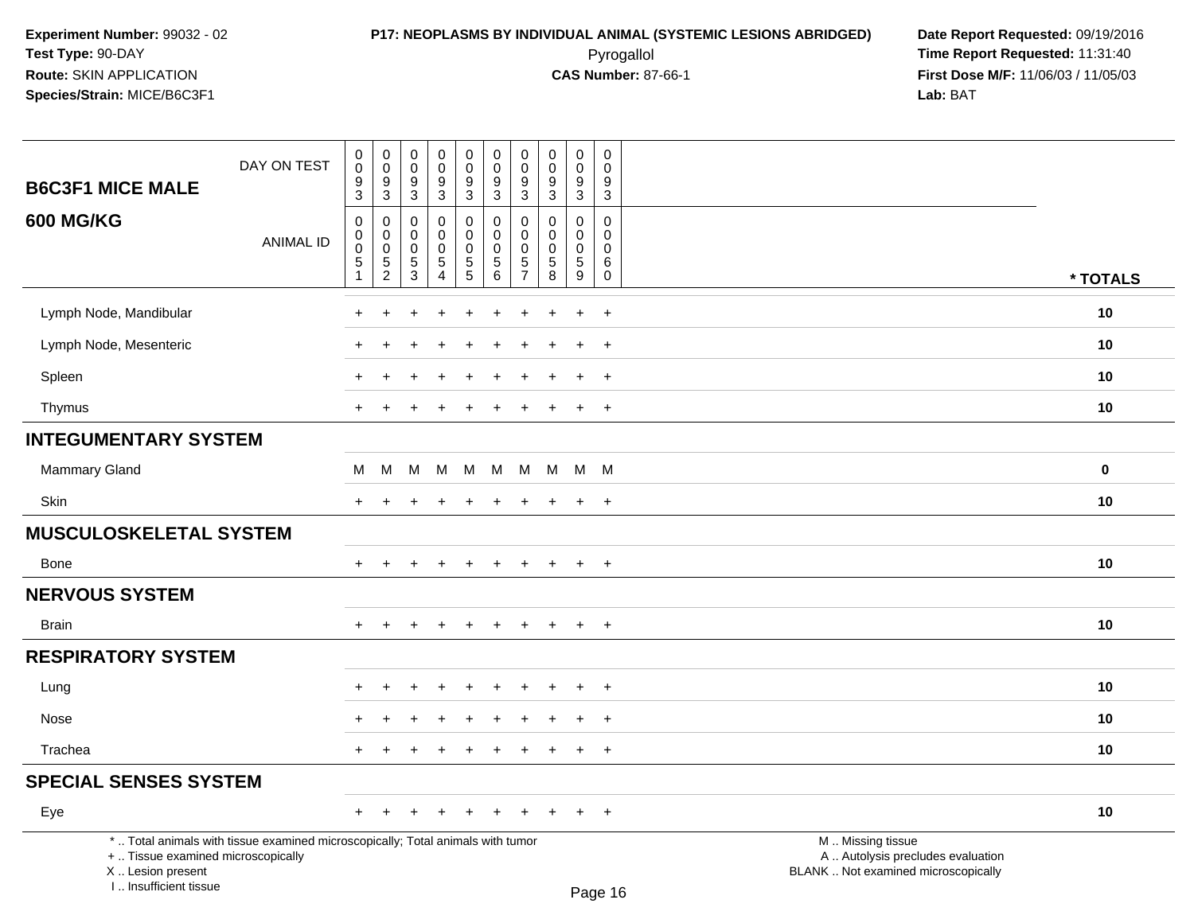**Experiment Number:** 99032 - 02
**Test Type:** 90-DAY
**Route:** SKIN APPLICATION
**Species/Strain:** MICE/B6C3F1

**P17: NEOPLASMS BY INDIVIDUAL ANIMAL (SYSTEMIC LESIONS ABRIDGED)**
Pyrogallol
**CAS Number:** 87-66-1

**Date Report Requested:** 09/19/2016
**Time Report Requested:** 11:31:40
**First Dose M/F:** 11/06/03 / 11/05/03
**Lab:** BAT

| B6C3F1 MICE MALE 600 MG/KG | | | | | | | | | | | |
|---|---|---|---|---|---|---|---|---|---|---|---|
| DAY ON TEST | 0093 | 0093 | 0093 | 0093 | 0093 | 0093 | 0093 | 0093 | 0093 | 0093 | |
| ANIMAL ID | 00051 | 00052 | 00053 | 00054 | 00055 | 00056 | 00057 | 00058 | 00059 | 00060 | * TOTALS |
| Lymph Node, Mandibular | + | + | + | + | + | + | + | + | + | + | 10 |
| Lymph Node, Mesenteric | + | + | + | + | + | + | + | + | + | + | 10 |
| Spleen | + | + | + | + | + | + | + | + | + | + | 10 |
| Thymus | + | + | + | + | + | + | + | + | + | + | 10 |
| **INTEGUMENTARY SYSTEM** | | | | | | | | | | | |
| Mammary Gland | M | M | M | M | M | M | M | M | M | M | 0 |
| Skin | + | + | + | + | + | + | + | + | + | + | 10 |
| **MUSCULOSKELETAL SYSTEM** | | | | | | | | | | | |
| Bone | + | + | + | + | + | + | + | + | + | + | 10 |
| **NERVOUS SYSTEM** | | | | | | | | | | | |
| Brain | + | + | + | + | + | + | + | + | + | + | 10 |
| **RESPIRATORY SYSTEM** | | | | | | | | | | | |
| Lung | + | + | + | + | + | + | + | + | + | + | 10 |
| Nose | + | + | + | + | + | + | + | + | + | + | 10 |
| Trachea | + | + | + | + | + | + | + | + | + | + | 10 |
| **SPECIAL SENSES SYSTEM** | | | | | | | | | | | |
| Eye | + | + | + | + | + | + | + | + | + | + | 10 |

* .. Total animals with tissue examined microscopically; Total animals with tumor
+ .. Tissue examined microscopically
X .. Lesion present
I .. Insufficient tissue

M .. Missing tissue
A .. Autolysis precludes evaluation
BLANK .. Not examined microscopically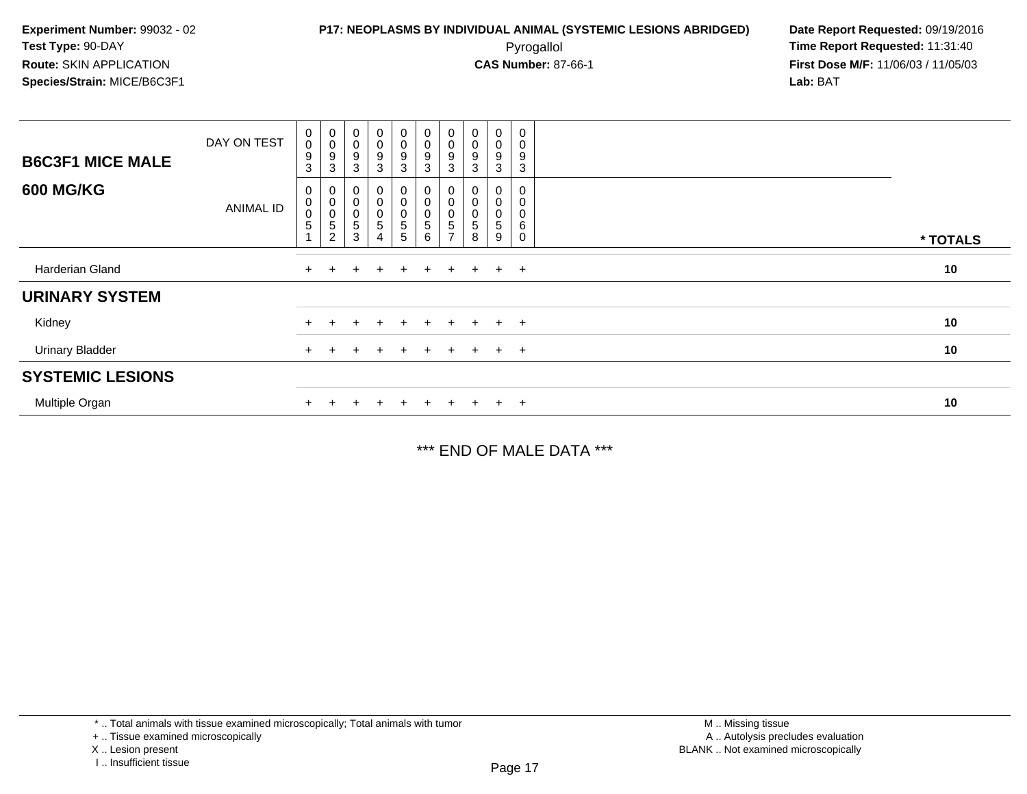**Experiment Number:** 99032 - 02
**Test Type:** 90-DAY
**Route:** SKIN APPLICATION
**Species/Strain:** MICE/B6C3F1

## P17: NEOPLASMS BY INDIVIDUAL ANIMAL (SYSTEMIC LESIONS ABRIDGED)

Pyrogallol
**CAS Number:** 87-66-1

**Date Report Requested:** 09/19/2016
**Time Report Requested:** 11:31:40
**First Dose M/F:** 11/06/03 / 11/05/03
**Lab:** BAT

| B6C3F1 MICE MALE 600 MG/KG | | | | | | | | | | | |
|---|---|---|---|---|---|---|---|---|---|---|---|
| DAY ON TEST | 0093 | 0093 | 0093 | 0093 | 0093 | 0093 | 0093 | 0093 | 0093 | 0093 | |
| ANIMAL ID | 00051 | 00052 | 00053 | 00054 | 00055 | 00056 | 00057 | 00058 | 00059 | 00060 | * TOTALS |
| Harderian Gland | + | + | + | + | + | + | + | + | + | + | 10 |
| **URINARY SYSTEM** | | | | | | | | | | | |
| Kidney | + | + | + | + | + | + | + | + | + | + | 10 |
| Urinary Bladder | + | + | + | + | + | + | + | + | + | + | 10 |
| **SYSTEMIC LESIONS** | | | | | | | | | | | |
| Multiple Organ | + | + | + | + | + | + | + | + | + | + | 10 |

*** END OF MALE DATA ***

* .. Total animals with tissue examined microscopically; Total animals with tumor
+ .. Tissue examined microscopically
X .. Lesion present
I .. Insufficient tissue

M .. Missing tissue
A .. Autolysis precludes evaluation
BLANK .. Not examined microscopically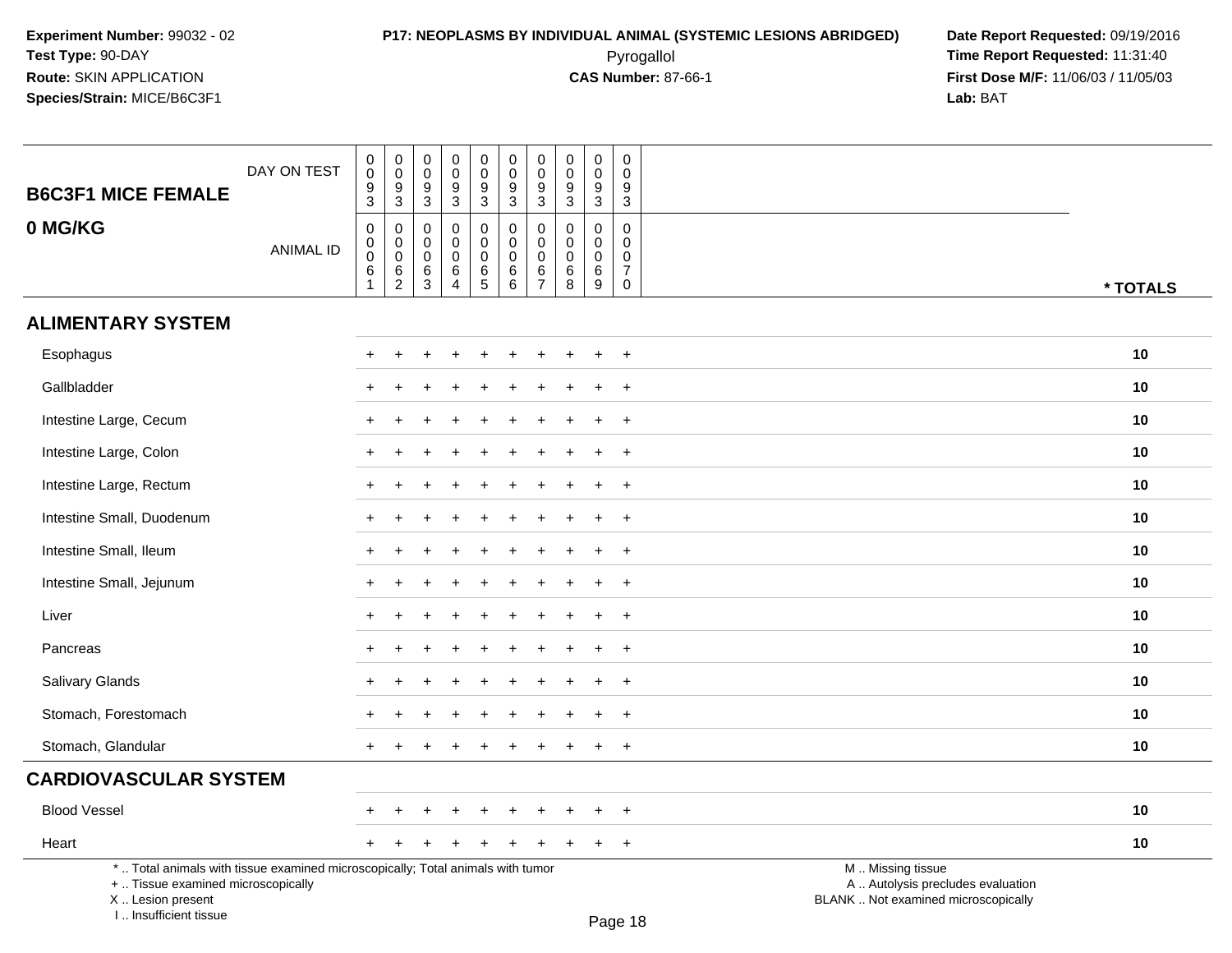**Experiment Number:** 99032 - 02
**Test Type:** 90-DAY
**Route:** SKIN APPLICATION
**Species/Strain:** MICE/B6C3F1

**P17: NEOPLASMS BY INDIVIDUAL ANIMAL (SYSTEMIC LESIONS ABRIDGED)**
Pyrogallol
**CAS Number:** 87-66-1

**Date Report Requested:** 09/19/2016
**Time Report Requested:** 11:31:40
**First Dose M/F:** 11/06/03 / 11/05/03
**Lab:** BAT

## B6C3F1 MICE FEMALE
## 0 MG/KG

| DAY ON TEST | 0093 | 0093 | 0093 | 0093 | 0093 | 0093 | 0093 | 0093 | 0093 | 0093 | |
|---|---|---|---|---|---|---|---|---|---|---|---|
| ANIMAL ID | 00061 | 00062 | 00063 | 00064 | 00065 | 00066 | 00067 | 00068 | 00069 | 00070 | * TOTALS |
| **ALIMENTARY SYSTEM** | | | | | | | | | | | |
| Esophagus | + | + | + | + | + | + | + | + | + | + | 10 |
| Gallbladder | + | + | + | + | + | + | + | + | + | + | 10 |
| Intestine Large, Cecum | + | + | + | + | + | + | + | + | + | + | 10 |
| Intestine Large, Colon | + | + | + | + | + | + | + | + | + | + | 10 |
| Intestine Large, Rectum | + | + | + | + | + | + | + | + | + | + | 10 |
| Intestine Small, Duodenum | + | + | + | + | + | + | + | + | + | + | 10 |
| Intestine Small, Ileum | + | + | + | + | + | + | + | + | + | + | 10 |
| Intestine Small, Jejunum | + | + | + | + | + | + | + | + | + | + | 10 |
| Liver | + | + | + | + | + | + | + | + | + | + | 10 |
| Pancreas | + | + | + | + | + | + | + | + | + | + | 10 |
| Salivary Glands | + | + | + | + | + | + | + | + | + | + | 10 |
| Stomach, Forestomach | + | + | + | + | + | + | + | + | + | + | 10 |
| Stomach, Glandular | + | + | + | + | + | + | + | + | + | + | 10 |
| **CARDIOVASCULAR SYSTEM** | | | | | | | | | | | |
| Blood Vessel | + | + | + | + | + | + | + | + | + | + | 10 |
| Heart | + | + | + | + | + | + | + | + | + | + | 10 |

* .. Total animals with tissue examined microscopically; Total animals with tumor
+ .. Tissue examined microscopically
X .. Lesion present
I .. Insufficient tissue

M .. Missing tissue
A .. Autolysis precludes evaluation
BLANK .. Not examined microscopically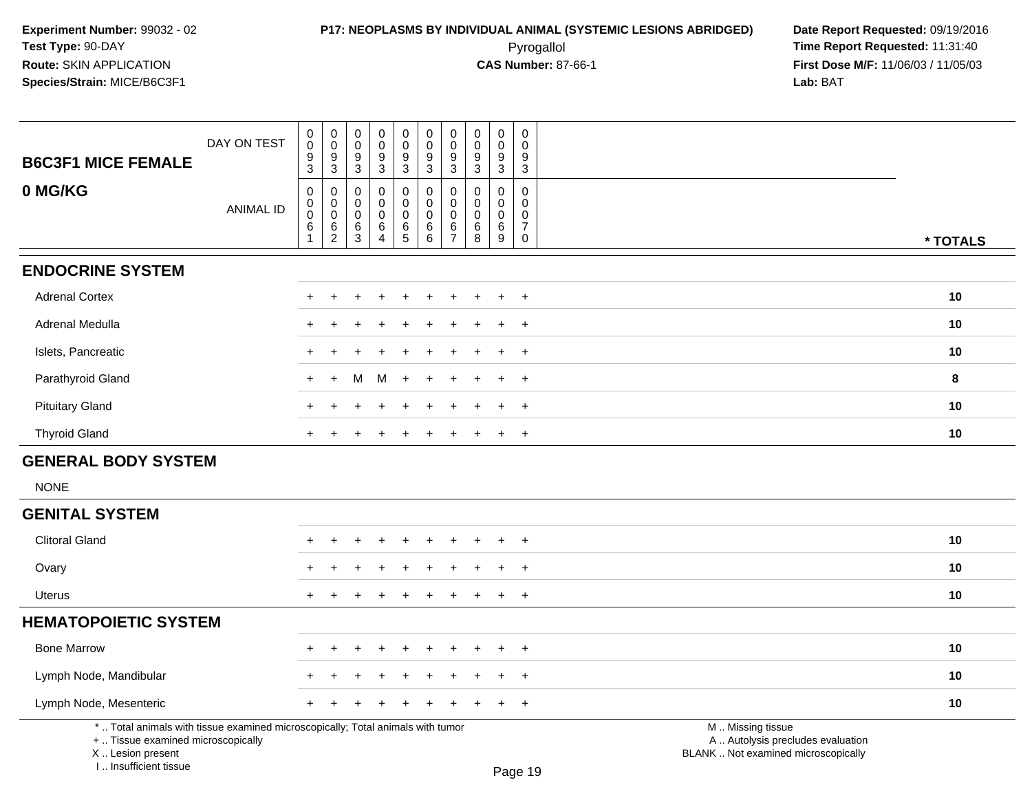**Experiment Number:** 99032 - 02
**Test Type:** 90-DAY
**Route:** SKIN APPLICATION
**Species/Strain:** MICE/B6C3F1

**P17: NEOPLASMS BY INDIVIDUAL ANIMAL (SYSTEMIC LESIONS ABRIDGED)**
Pyrogallol
**CAS Number:** 87-66-1

**Date Report Requested:** 09/19/2016
**Time Report Requested:** 11:31:40
**First Dose M/F:** 11/06/03 / 11/05/03
**Lab:** BAT

| B6C3F1 MICE FEMALE 0 MG/KG | | | | | | | | | | | |
|---|---|---|---|---|---|---|---|---|---|---|---|
| DAY ON TEST | 0093 | 0093 | 0093 | 0093 | 0093 | 0093 | 0093 | 0093 | 0093 | 0093 | |
| ANIMAL ID | 00061 | 00062 | 00063 | 00064 | 00065 | 00066 | 00067 | 00068 | 00069 | 00070 | * TOTALS |
| **ENDOCRINE SYSTEM** | | | | | | | | | | | |
| Adrenal Cortex | + | + | + | + | + | + | + | + | + | + | 10 |
| Adrenal Medulla | + | + | + | + | + | + | + | + | + | + | 10 |
| Islets, Pancreatic | + | + | + | + | + | + | + | + | + | + | 10 |
| Parathyroid Gland | + | + | M | M | + | + | + | + | + | + | 8 |
| Pituitary Gland | + | + | + | + | + | + | + | + | + | + | 10 |
| Thyroid Gland | + | + | + | + | + | + | + | + | + | + | 10 |
| **GENERAL BODY SYSTEM** | | | | | | | | | | | |
| NONE | | | | | | | | | | | |
| **GENITAL SYSTEM** | | | | | | | | | | | |
| Clitoral Gland | + | + | + | + | + | + | + | + | + | + | 10 |
| Ovary | + | + | + | + | + | + | + | + | + | + | 10 |
| Uterus | + | + | + | + | + | + | + | + | + | + | 10 |
| **HEMATOPOIETIC SYSTEM** | | | | | | | | | | | |
| Bone Marrow | + | + | + | + | + | + | + | + | + | + | 10 |
| Lymph Node, Mandibular | + | + | + | + | + | + | + | + | + | + | 10 |
| Lymph Node, Mesenteric | + | + | + | + | + | + | + | + | + | + | 10 |

* .. Total animals with tissue examined microscopically; Total animals with tumor
+ .. Tissue examined microscopically
X .. Lesion present
I .. Insufficient tissue

M .. Missing tissue
A .. Autolysis precludes evaluation
BLANK .. Not examined microscopically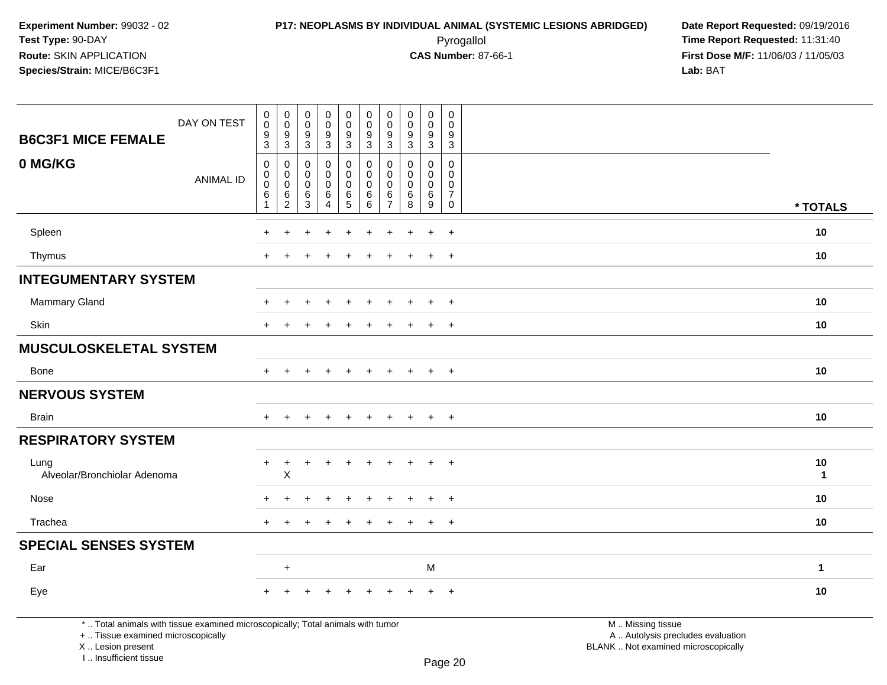**Experiment Number:** 99032 - 02
**Test Type:** 90-DAY
**Route:** SKIN APPLICATION
**Species/Strain:** MICE/B6C3F1

**P17: NEOPLASMS BY INDIVIDUAL ANIMAL (SYSTEMIC LESIONS ABRIDGED)**
Pyrogallol
**CAS Number:** 87-66-1

**Date Report Requested:** 09/19/2016
**Time Report Requested:** 11:31:40
**First Dose M/F:** 11/06/03 / 11/05/03
**Lab:** BAT

| B6C3F1 MICE FEMALE 0 MG/KG | | | | | | | | | | | |
|---|---|---|---|---|---|---|---|---|---|---|---|
| DAY ON TEST | 0093 | 0093 | 0093 | 0093 | 0093 | 0093 | 0093 | 0093 | 0093 | 0093 | |
| ANIMAL ID | 00061 | 00062 | 00063 | 00064 | 00065 | 00066 | 00067 | 00068 | 00069 | 00070 | * TOTALS |
| Spleen | + | + | + | + | + | + | + | + | + | + | **10** |
| Thymus | + | + | + | + | + | + | + | + | + | + | **10** |
| **INTEGUMENTARY SYSTEM** | | | | | | | | | | | |
| Mammary Gland | + | + | + | + | + | + | + | + | + | + | **10** |
| Skin | + | + | + | + | + | + | + | + | + | + | **10** |
| **MUSCULOSKELETAL SYSTEM** | | | | | | | | | | | |
| Bone | + | + | + | + | + | + | + | + | + | + | **10** |
| **NERVOUS SYSTEM** | | | | | | | | | | | |
| Brain | + | + | + | + | + | + | + | + | + | + | **10** |
| **RESPIRATORY SYSTEM** | | | | | | | | | | | |
| Lung | + | + | + | + | + | + | + | + | + | + | **10** |
| Alveolar/Bronchiolar Adenoma | | X | | | | | | | | | **1** |
| Nose | + | + | + | + | + | + | + | + | + | + | **10** |
| Trachea | + | + | + | + | + | + | + | + | + | + | **10** |
| **SPECIAL SENSES SYSTEM** | | | | | | | | | | | |
| Ear | | + | | | | | | | M | | **1** |
| Eye | + | + | + | + | + | + | + | + | + | + | **10** |

* .. Total animals with tissue examined microscopically; Total animals with tumor
+ .. Tissue examined microscopically
X .. Lesion present
I .. Insufficient tissue

M .. Missing tissue
A .. Autolysis precludes evaluation
BLANK .. Not examined microscopically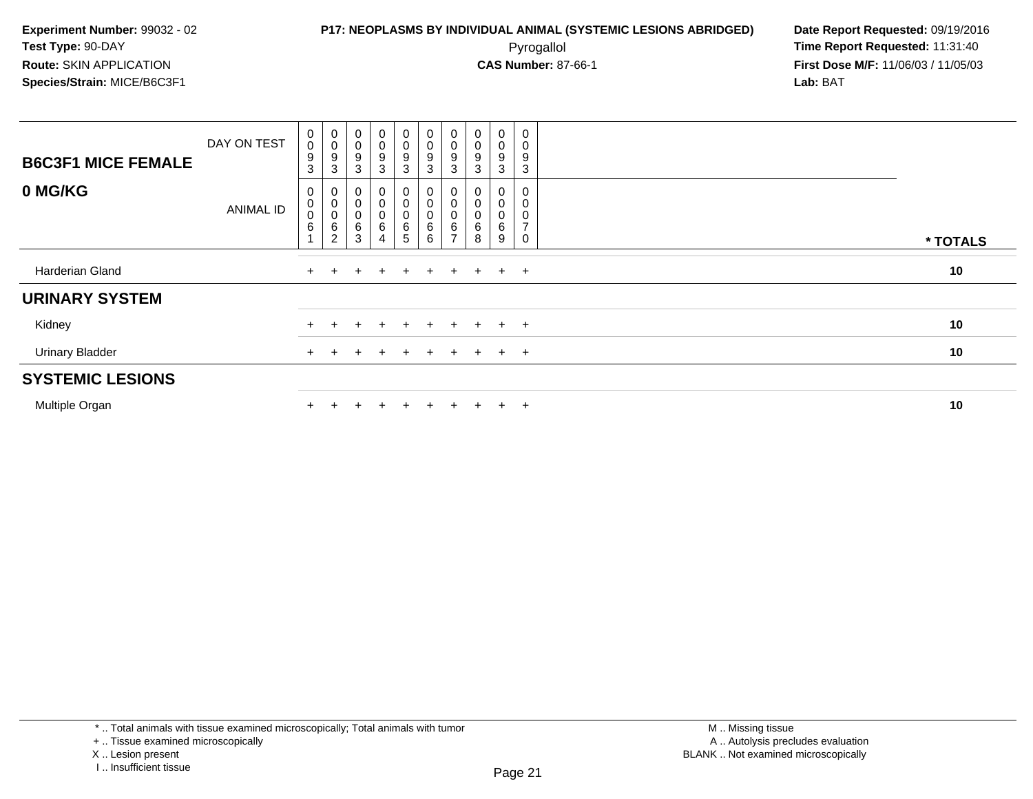**Experiment Number:** 99032 - 02
**Test Type:** 90-DAY
**Route:** SKIN APPLICATION
**Species/Strain:** MICE/B6C3F1

**P17: NEOPLASMS BY INDIVIDUAL ANIMAL (SYSTEMIC LESIONS ABRIDGED)**
Pyrogallol
**CAS Number:** 87-66-1

**Date Report Requested:** 09/19/2016
**Time Report Requested:** 11:31:40
**First Dose M/F:** 11/06/03 / 11/05/03
**Lab:** BAT

| B6C3F1 MICE FEMALE | | | | | | | | | | | |
|---|---|---|---|---|---|---|---|---|---|---|---|
| DAY ON TEST | 0093 | 0093 | 0093 | 0093 | 0093 | 0093 | 0093 | 0093 | 0093 | 0093 | |
| **0 MG/KG** ANIMAL ID | 00061 | 00062 | 00063 | 00064 | 00065 | 00066 | 00067 | 00068 | 00069 | 00070 | * TOTALS |
| Harderian Gland | + | + | + | + | + | + | + | + | + | + | 10 |
| **URINARY SYSTEM** | | | | | | | | | | | |
| Kidney | + | + | + | + | + | + | + | + | + | + | 10 |
| Urinary Bladder | + | + | + | + | + | + | + | + | + | + | 10 |
| **SYSTEMIC LESIONS** | | | | | | | | | | | |
| Multiple Organ | + | + | + | + | + | + | + | + | + | + | 10 |

* .. Total animals with tissue examined microscopically; Total animals with tumor
+ .. Tissue examined microscopically
X .. Lesion present
I .. Insufficient tissue

M .. Missing tissue
A .. Autolysis precludes evaluation
BLANK .. Not examined microscopically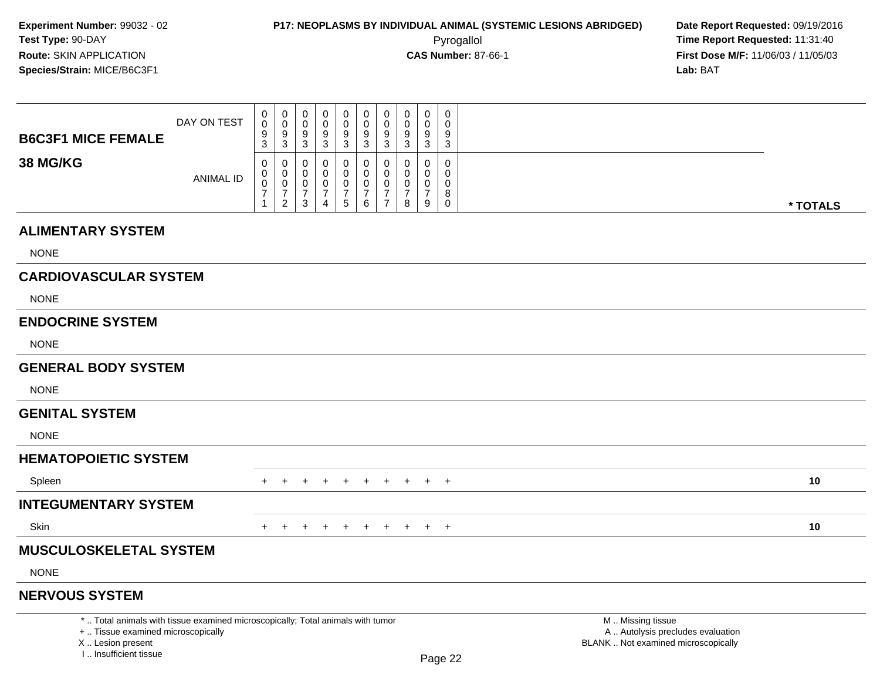**Experiment Number:** 99032 - 02
**Test Type:** 90-DAY
**Route:** SKIN APPLICATION
**Species/Strain:** MICE/B6C3F1

**P17: NEOPLASMS BY INDIVIDUAL ANIMAL (SYSTEMIC LESIONS ABRIDGED)**
Pyrogallol
**CAS Number:** 87-66-1

**Date Report Requested:** 09/19/2016
**Time Report Requested:** 11:31:40
**First Dose M/F:** 11/06/03 / 11/05/03
**Lab:** BAT

| **B6C3F1 MICE FEMALE** DAY ON TEST | 0<br>0<br>9<br>3 | 0<br>0<br>9<br>3 | 0<br>0<br>9<br>3 | 0<br>0<br>9<br>3 | 0<br>0<br>9<br>3 | 0<br>0<br>9<br>3 | 0<br>0<br>9<br>3 | 0<br>0<br>9<br>3 | 0<br>0<br>9<br>3 | 0<br>0<br>9<br>3 | |
|---|---|---|---|---|---|---|---|---|---|---|---|
| **38 MG/KG** ANIMAL ID | 0<br>0<br>0<br>7<br>1 | 0<br>0<br>0<br>7<br>2 | 0<br>0<br>0<br>7<br>3 | 0<br>0<br>0<br>7<br>4 | 0<br>0<br>0<br>7<br>5 | 0<br>0<br>0<br>7<br>6 | 0<br>0<br>0<br>7<br>7 | 0<br>0<br>0<br>7<br>8 | 0<br>0<br>0<br>7<br>9 | 0<br>0<br>0<br>8<br>0 | *** TOTALS** |
| **ALIMENTARY SYSTEM** | | | | | | | | | | | |
| NONE | | | | | | | | | | | |
| **CARDIOVASCULAR SYSTEM** | | | | | | | | | | | |
| NONE | | | | | | | | | | | |
| **ENDOCRINE SYSTEM** | | | | | | | | | | | |
| NONE | | | | | | | | | | | |
| **GENERAL BODY SYSTEM** | | | | | | | | | | | |
| NONE | | | | | | | | | | | |
| **GENITAL SYSTEM** | | | | | | | | | | | |
| NONE | | | | | | | | | | | |
| **HEMATOPOIETIC SYSTEM** | | | | | | | | | | | |
| Spleen | + | + | + | + | + | + | + | + | + | + | **10** |
| **INTEGUMENTARY SYSTEM** | | | | | | | | | | | |
| Skin | + | + | + | + | + | + | + | + | + | + | **10** |
| **MUSCULOSKELETAL SYSTEM** | | | | | | | | | | | |
| NONE | | | | | | | | | | | |
| **NERVOUS SYSTEM** | | | | | | | | | | | |

\* .. Total animals with tissue examined microscopically; Total animals with tumor
\+ .. Tissue examined microscopically
X .. Lesion present
I .. Insufficient tissue

M .. Missing tissue
A .. Autolysis precludes evaluation
BLANK .. Not examined microscopically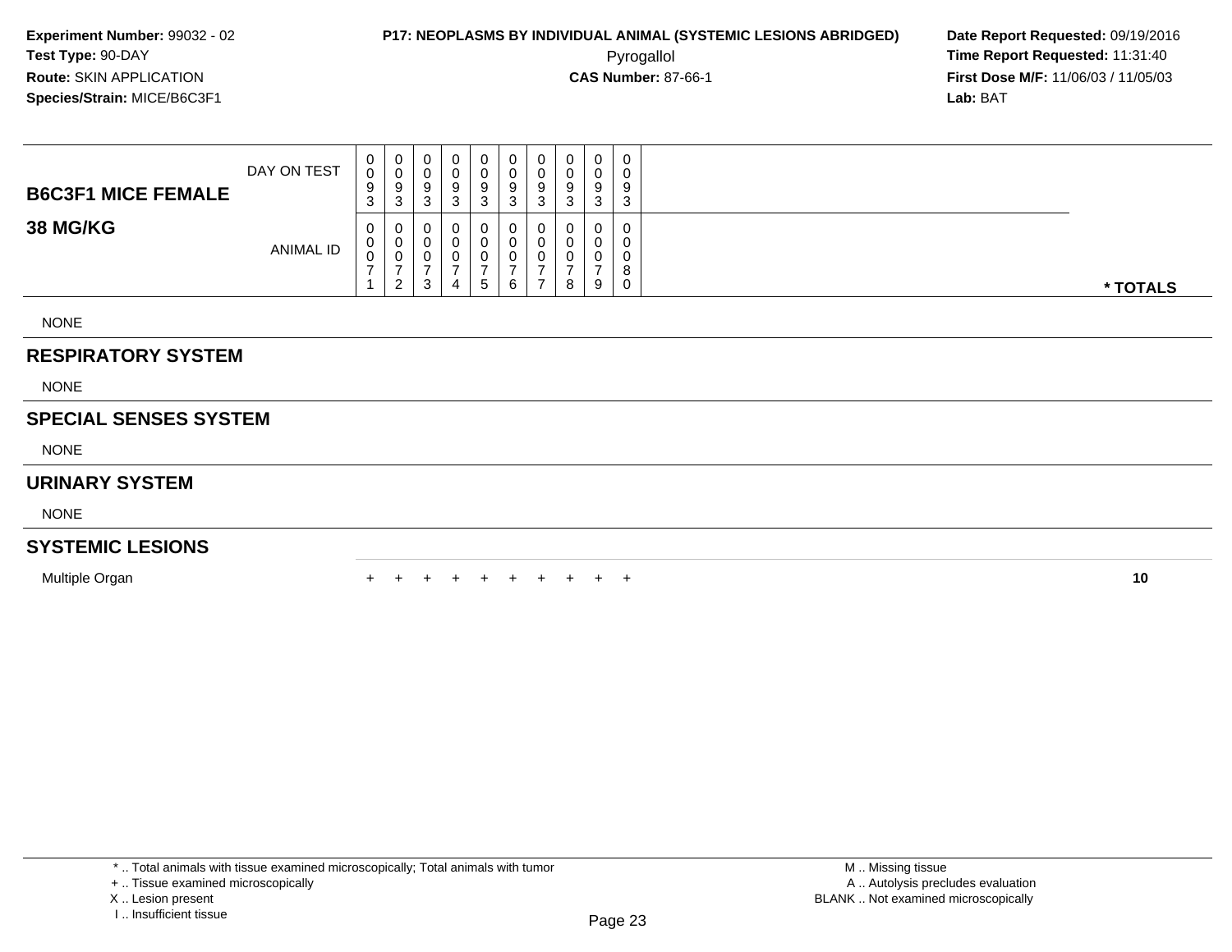**Experiment Number:** 99032 - 02
**Test Type:** 90-DAY
**Route:** SKIN APPLICATION
**Species/Strain:** MICE/B6C3F1

**P17: NEOPLASMS BY INDIVIDUAL ANIMAL (SYSTEMIC LESIONS ABRIDGED)**
Pyrogallol
**CAS Number:** 87-66-1

**Date Report Requested:** 09/19/2016
**Time Report Requested:** 11:31:40
**First Dose M/F:** 11/06/03 / 11/05/03
**Lab:** BAT

| B6C3F1 MICE FEMALE 38 MG/KG | | | | | | | | | | | |
|---|---|---|---|---|---|---|---|---|---|---|---|
| DAY ON TEST | 0093 | 0093 | 0093 | 0093 | 0093 | 0093 | 0093 | 0093 | 0093 | 0093 | |
| ANIMAL ID | 00071 | 00072 | 00073 | 00074 | 00075 | 00076 | 00077 | 00078 | 00079 | 00080 | * TOTALS |
| NONE | | | | | | | | | | | |
| **RESPIRATORY SYSTEM** | | | | | | | | | | | |
| NONE | | | | | | | | | | | |
| **SPECIAL SENSES SYSTEM** | | | | | | | | | | | |
| NONE | | | | | | | | | | | |
| **URINARY SYSTEM** | | | | | | | | | | | |
| NONE | | | | | | | | | | | |
| **SYSTEMIC LESIONS** | | | | | | | | | | | |
| Multiple Organ | + | + | + | + | + | + | + | + | + | + | 10 |

* .. Total animals with tissue examined microscopically; Total animals with tumor
+ .. Tissue examined microscopically
X .. Lesion present
I .. Insufficient tissue

M .. Missing tissue
A .. Autolysis precludes evaluation
BLANK .. Not examined microscopically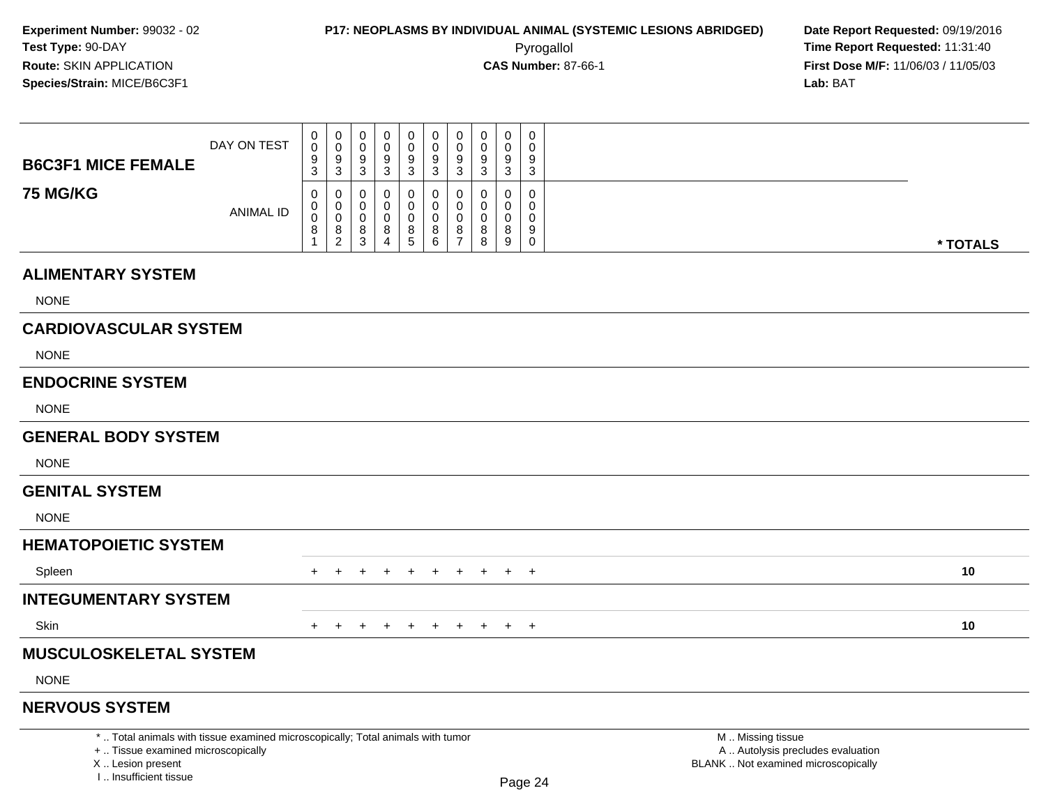**Experiment Number:** 99032 - 02
**Test Type:** 90-DAY
**Route:** SKIN APPLICATION
**Species/Strain:** MICE/B6C3F1

**P17: NEOPLASMS BY INDIVIDUAL ANIMAL (SYSTEMIC LESIONS ABRIDGED)**
Pyrogallol
**CAS Number:** 87-66-1

**Date Report Requested:** 09/19/2016
**Time Report Requested:** 11:31:40
**First Dose M/F:** 11/06/03 / 11/05/03
**Lab:** BAT

| B6C3F1 MICE FEMALE 75 MG/KG | | | | | | | | | | | |
|---|---|---|---|---|---|---|---|---|---|---|---|
| DAY ON TEST | 0093 | 0093 | 0093 | 0093 | 0093 | 0093 | 0093 | 0093 | 0093 | 0093 | |
| ANIMAL ID | 00081 | 00082 | 00083 | 00084 | 00085 | 00086 | 00087 | 00088 | 00089 | 00090 | * TOTALS |
| **ALIMENTARY SYSTEM** | | | | | | | | | | | |
| NONE | | | | | | | | | | | |
| **CARDIOVASCULAR SYSTEM** | | | | | | | | | | | |
| NONE | | | | | | | | | | | |
| **ENDOCRINE SYSTEM** | | | | | | | | | | | |
| NONE | | | | | | | | | | | |
| **GENERAL BODY SYSTEM** | | | | | | | | | | | |
| NONE | | | | | | | | | | | |
| **GENITAL SYSTEM** | | | | | | | | | | | |
| NONE | | | | | | | | | | | |
| **HEMATOPOIETIC SYSTEM** | | | | | | | | | | | |
| Spleen | + | + | + | + | + | + | + | + | + | + | 10 |
| **INTEGUMENTARY SYSTEM** | | | | | | | | | | | |
| Skin | + | + | + | + | + | + | + | + | + | + | 10 |
| **MUSCULOSKELETAL SYSTEM** | | | | | | | | | | | |
| NONE | | | | | | | | | | | |
| **NERVOUS SYSTEM** | | | | | | | | | | | |

\* .. Total animals with tissue examined microscopically; Total animals with tumor
\+ .. Tissue examined microscopically
X .. Lesion present
I .. Insufficient tissue

M .. Missing tissue
A .. Autolysis precludes evaluation
BLANK .. Not examined microscopically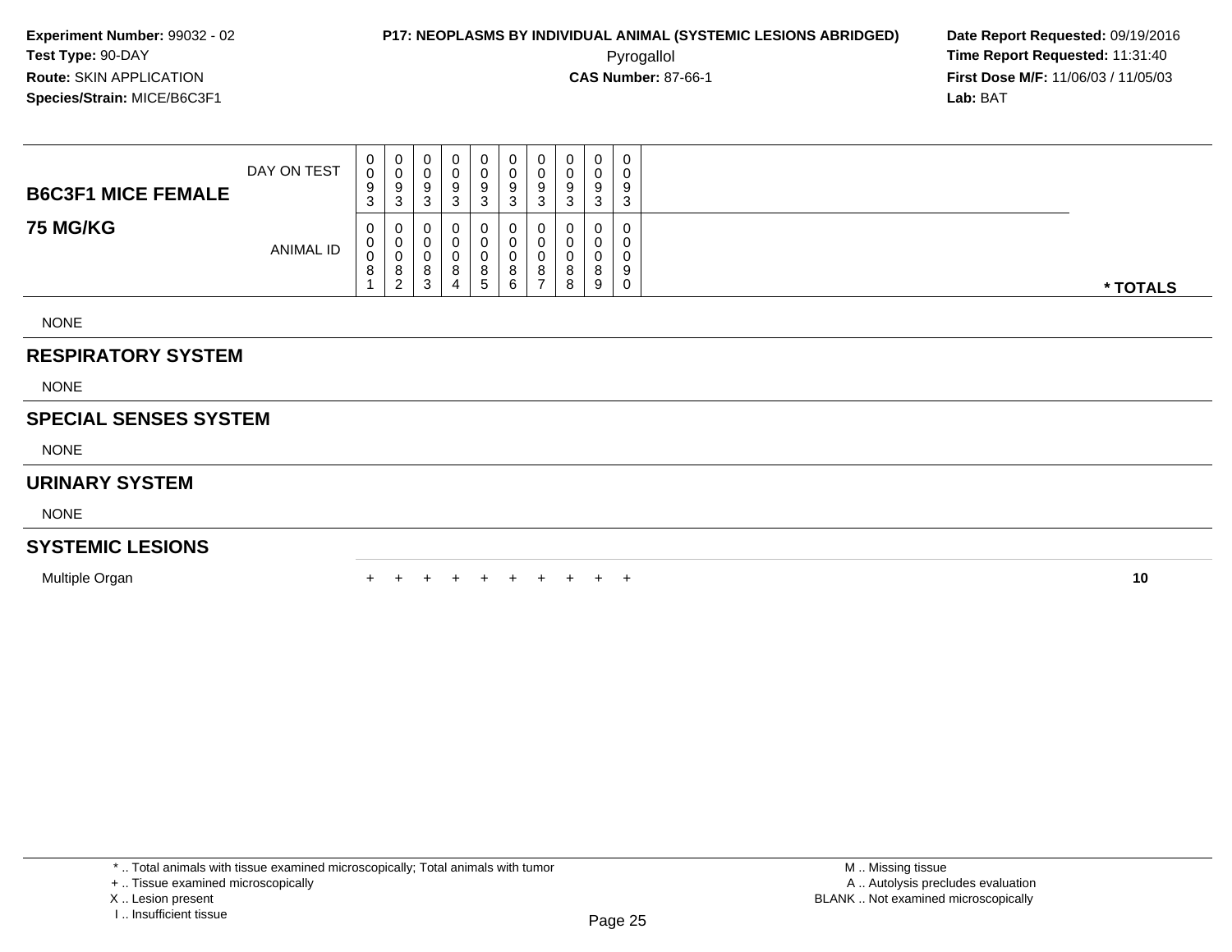**Experiment Number:** 99032 - 02
**Test Type:** 90-DAY
**Route:** SKIN APPLICATION
**Species/Strain:** MICE/B6C3F1

**P17: NEOPLASMS BY INDIVIDUAL ANIMAL (SYSTEMIC LESIONS ABRIDGED)**
Pyrogallol
**CAS Number:** 87-66-1

**Date Report Requested:** 09/19/2016
**Time Report Requested:** 11:31:40
**First Dose M/F:** 11/06/03 / 11/05/03
**Lab:** BAT

| B6C3F1 MICE FEMALE / 75 MG/KG | | | | | | | | | | | |
|---|---|---|---|---|---|---|---|---|---|---|---|
| DAY ON TEST | 0093 | 0093 | 0093 | 0093 | 0093 | 0093 | 0093 | 0093 | 0093 | 0093 | |
| ANIMAL ID | 00081 | 00082 | 00083 | 00084 | 00085 | 00086 | 00087 | 00088 | 00089 | 00090 | * TOTALS |
| NONE | | | | | | | | | | | |
| **RESPIRATORY SYSTEM** | | | | | | | | | | | |
| NONE | | | | | | | | | | | |
| **SPECIAL SENSES SYSTEM** | | | | | | | | | | | |
| NONE | | | | | | | | | | | |
| **URINARY SYSTEM** | | | | | | | | | | | |
| NONE | | | | | | | | | | | |
| **SYSTEMIC LESIONS** | | | | | | | | | | | |
| Multiple Organ | + | + | + | + | + | + | + | + | + | + | 10 |

* .. Total animals with tissue examined microscopically; Total animals with tumor
+ .. Tissue examined microscopically
X .. Lesion present
I .. Insufficient tissue

M .. Missing tissue
A .. Autolysis precludes evaluation
BLANK .. Not examined microscopically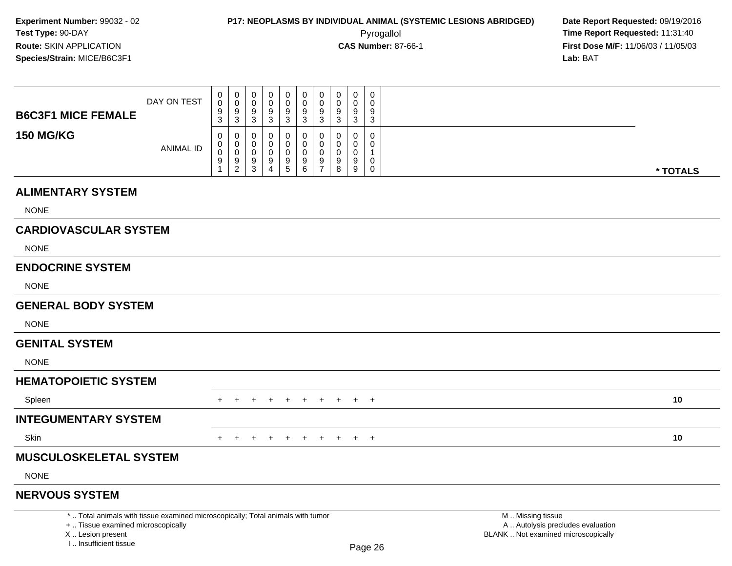**Experiment Number:** 99032 - 02
**Test Type:** 90-DAY
**Route:** SKIN APPLICATION
**Species/Strain:** MICE/B6C3F1

**P17: NEOPLASMS BY INDIVIDUAL ANIMAL (SYSTEMIC LESIONS ABRIDGED)**
Pyrogallol
**CAS Number:** 87-66-1

**Date Report Requested:** 09/19/2016
**Time Report Requested:** 11:31:40
**First Dose M/F:** 11/06/03 / 11/05/03
**Lab:** BAT

| **B6C3F1 MICE FEMALE 150 MG/KG** | | | | | | | | | | | |
|---|---|---|---|---|---|---|---|---|---|---|---|
| DAY ON TEST | 0093 | 0093 | 0093 | 0093 | 0093 | 0093 | 0093 | 0093 | 0093 | 0093 | |
| ANIMAL ID | 00091 | 00092 | 00093 | 00094 | 00095 | 00096 | 00097 | 00098 | 00099 | 00100 | * TOTALS |
| **ALIMENTARY SYSTEM** | | | | | | | | | | | |
| NONE | | | | | | | | | | | |
| **CARDIOVASCULAR SYSTEM** | | | | | | | | | | | |
| NONE | | | | | | | | | | | |
| **ENDOCRINE SYSTEM** | | | | | | | | | | | |
| NONE | | | | | | | | | | | |
| **GENERAL BODY SYSTEM** | | | | | | | | | | | |
| NONE | | | | | | | | | | | |
| **GENITAL SYSTEM** | | | | | | | | | | | |
| NONE | | | | | | | | | | | |
| **HEMATOPOIETIC SYSTEM** | | | | | | | | | | | |
| Spleen | + | + | + | + | + | + | + | + | + | + | 10 |
| **INTEGUMENTARY SYSTEM** | | | | | | | | | | | |
| Skin | + | + | + | + | + | + | + | + | + | + | 10 |
| **MUSCULOSKELETAL SYSTEM** | | | | | | | | | | | |
| NONE | | | | | | | | | | | |
| **NERVOUS SYSTEM** | | | | | | | | | | | |

* .. Total animals with tissue examined microscopically; Total animals with tumor
+ .. Tissue examined microscopically
X .. Lesion present
I .. Insufficient tissue

M .. Missing tissue
A .. Autolysis precludes evaluation
BLANK .. Not examined microscopically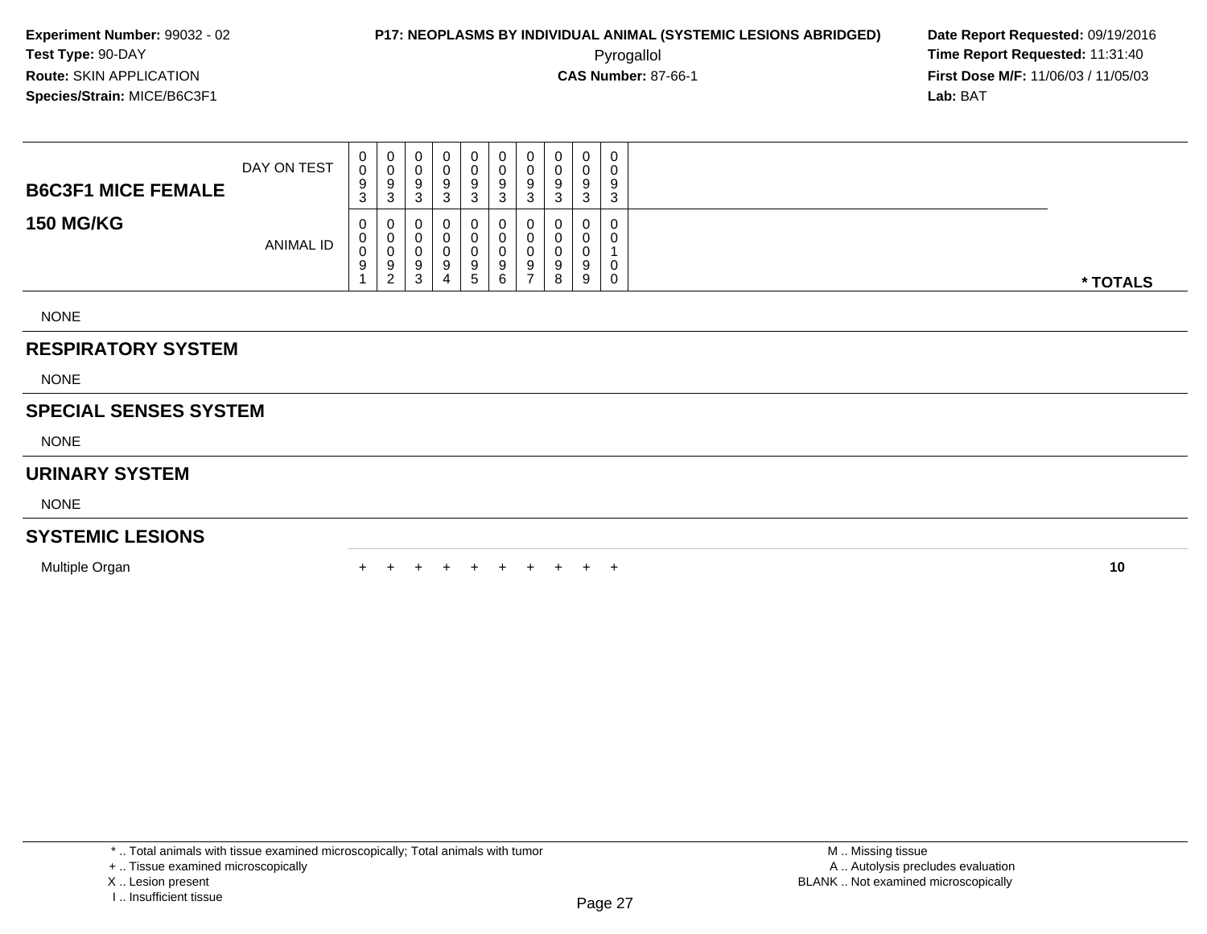**Experiment Number:** 99032 - 02
**Test Type:** 90-DAY
**Route:** SKIN APPLICATION
**Species/Strain:** MICE/B6C3F1

**P17: NEOPLASMS BY INDIVIDUAL ANIMAL (SYSTEMIC LESIONS ABRIDGED)**
Pyrogallol
**CAS Number:** 87-66-1

**Date Report Requested:** 09/19/2016
**Time Report Requested:** 11:31:40
**First Dose M/F:** 11/06/03 / 11/05/03
**Lab:** BAT

| B6C3F1 MICE FEMALE / 150 MG/KG | | | | | | | | | | | |
|---|---|---|---|---|---|---|---|---|---|---|---|
| DAY ON TEST | 0093 | 0093 | 0093 | 0093 | 0093 | 0093 | 0093 | 0093 | 0093 | 0093 | |
| ANIMAL ID | 00091 | 00092 | 00093 | 00094 | 00095 | 00096 | 00097 | 00098 | 00099 | 00100 | * TOTALS |
| NONE | | | | | | | | | | | |
| **RESPIRATORY SYSTEM** | | | | | | | | | | | |
| NONE | | | | | | | | | | | |
| **SPECIAL SENSES SYSTEM** | | | | | | | | | | | |
| NONE | | | | | | | | | | | |
| **URINARY SYSTEM** | | | | | | | | | | | |
| NONE | | | | | | | | | | | |
| **SYSTEMIC LESIONS** | | | | | | | | | | | |
| Multiple Organ | + | + | + | + | + | + | + | + | + | + | 10 |

* .. Total animals with tissue examined microscopically; Total animals with tumor
+ .. Tissue examined microscopically
X .. Lesion present
I .. Insufficient tissue

M .. Missing tissue
A .. Autolysis precludes evaluation
BLANK .. Not examined microscopically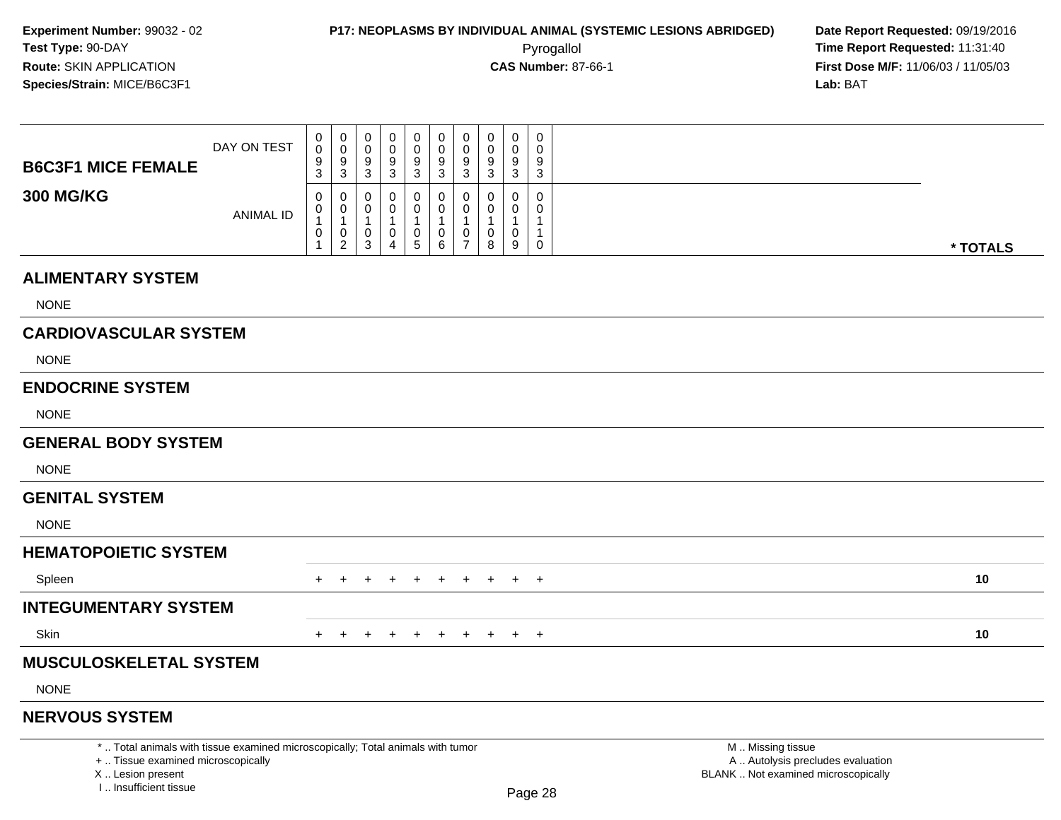**Experiment Number:** 99032 - 02
**Test Type:** 90-DAY
**Route:** SKIN APPLICATION
**Species/Strain:** MICE/B6C3F1

**P17: NEOPLASMS BY INDIVIDUAL ANIMAL (SYSTEMIC LESIONS ABRIDGED)**
Pyrogallol
**CAS Number:** 87-66-1

**Date Report Requested:** 09/19/2016
**Time Report Requested:** 11:31:40
**First Dose M/F:** 11/06/03 / 11/05/03
**Lab:** BAT

| B6C3F1 MICE FEMALE 300 MG/KG | | | | | | | | | | | |
|---|---|---|---|---|---|---|---|---|---|---|---|
| DAY ON TEST | 0093 | 0093 | 0093 | 0093 | 0093 | 0093 | 0093 | 0093 | 0093 | 0093 | |
| ANIMAL ID | 00101 | 00102 | 00103 | 00104 | 00105 | 00106 | 00107 | 00108 | 00109 | 00110 | * TOTALS |
| **ALIMENTARY SYSTEM** | | | | | | | | | | | |
| NONE | | | | | | | | | | | |
| **CARDIOVASCULAR SYSTEM** | | | | | | | | | | | |
| NONE | | | | | | | | | | | |
| **ENDOCRINE SYSTEM** | | | | | | | | | | | |
| NONE | | | | | | | | | | | |
| **GENERAL BODY SYSTEM** | | | | | | | | | | | |
| NONE | | | | | | | | | | | |
| **GENITAL SYSTEM** | | | | | | | | | | | |
| NONE | | | | | | | | | | | |
| **HEMATOPOIETIC SYSTEM** | | | | | | | | | | | |
| Spleen | + | + | + | + | + | + | + | + | + | + | 10 |
| **INTEGUMENTARY SYSTEM** | | | | | | | | | | | |
| Skin | + | + | + | + | + | + | + | + | + | + | 10 |
| **MUSCULOSKELETAL SYSTEM** | | | | | | | | | | | |
| NONE | | | | | | | | | | | |
| **NERVOUS SYSTEM** | | | | | | | | | | | |

\* .. Total animals with tissue examined microscopically; Total animals with tumor
\+ .. Tissue examined microscopically
X .. Lesion present
I .. Insufficient tissue

M .. Missing tissue
A .. Autolysis precludes evaluation
BLANK .. Not examined microscopically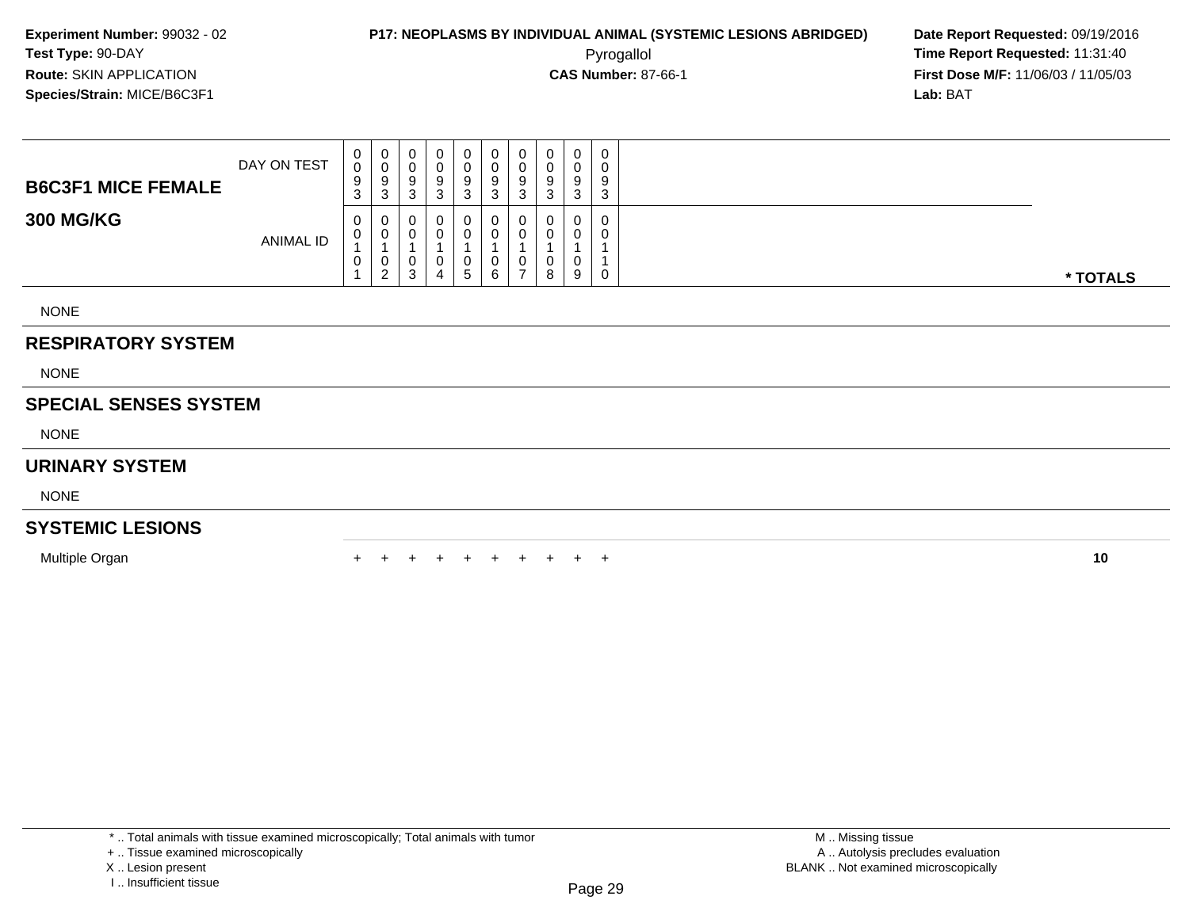**Experiment Number:** 99032 - 02
**Test Type:** 90-DAY
**Route:** SKIN APPLICATION
**Species/Strain:** MICE/B6C3F1

**P17: NEOPLASMS BY INDIVIDUAL ANIMAL (SYSTEMIC LESIONS ABRIDGED)**
Pyrogallol
**CAS Number:** 87-66-1

**Date Report Requested:** 09/19/2016
**Time Report Requested:** 11:31:40
**First Dose M/F:** 11/06/03 / 11/05/03
**Lab:** BAT

| B6C3F1 MICE FEMALE 300 MG/KG | | | | | | | | | | | |
|---|---|---|---|---|---|---|---|---|---|---|---|
| DAY ON TEST | 0093 | 0093 | 0093 | 0093 | 0093 | 0093 | 0093 | 0093 | 0093 | 0093 | |
| ANIMAL ID | 00101 | 00102 | 00103 | 00104 | 00105 | 00106 | 00107 | 00108 | 00109 | 00110 | * TOTALS |
| NONE | | | | | | | | | | | |
| **RESPIRATORY SYSTEM** | | | | | | | | | | | |
| NONE | | | | | | | | | | | |
| **SPECIAL SENSES SYSTEM** | | | | | | | | | | | |
| NONE | | | | | | | | | | | |
| **URINARY SYSTEM** | | | | | | | | | | | |
| NONE | | | | | | | | | | | |
| **SYSTEMIC LESIONS** | | | | | | | | | | | |
| Multiple Organ | + | + | + | + | + | + | + | + | + | + | **10** |

* .. Total animals with tissue examined microscopically; Total animals with tumor
+ .. Tissue examined microscopically
X .. Lesion present
I .. Insufficient tissue

M .. Missing tissue
A .. Autolysis precludes evaluation
BLANK .. Not examined microscopically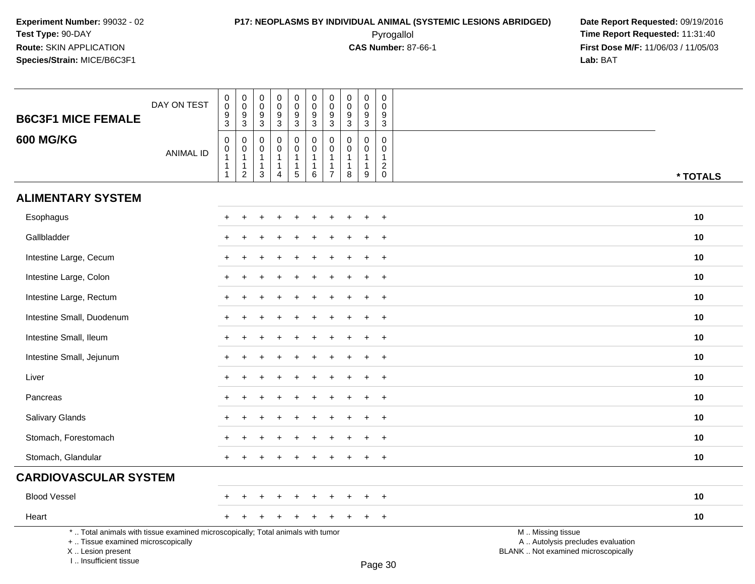**Experiment Number:** 99032 - 02
**Test Type:** 90-DAY
**Route:** SKIN APPLICATION
**Species/Strain:** MICE/B6C3F1

**P17: NEOPLASMS BY INDIVIDUAL ANIMAL (SYSTEMIC LESIONS ABRIDGED)**
Pyrogallol
**CAS Number:** 87-66-1

**Date Report Requested:** 09/19/2016
**Time Report Requested:** 11:31:40
**First Dose M/F:** 11/06/03 / 11/05/03
**Lab:** BAT

| B6C3F1 MICE FEMALE 600 MG/KG | | | | | | | | | | | |
|---|---|---|---|---|---|---|---|---|---|---|---|
| DAY ON TEST | 0093 | 0093 | 0093 | 0093 | 0093 | 0093 | 0093 | 0093 | 0093 | 0093 | |
| ANIMAL ID | 00111 | 00112 | 00113 | 00114 | 00115 | 00116 | 00117 | 00118 | 00119 | 00120 | * TOTALS |
| **ALIMENTARY SYSTEM** | | | | | | | | | | | |
| Esophagus | + | + | + | + | + | + | + | + | + | + | 10 |
| Gallbladder | + | + | + | + | + | + | + | + | + | + | 10 |
| Intestine Large, Cecum | + | + | + | + | + | + | + | + | + | + | 10 |
| Intestine Large, Colon | + | + | + | + | + | + | + | + | + | + | 10 |
| Intestine Large, Rectum | + | + | + | + | + | + | + | + | + | + | 10 |
| Intestine Small, Duodenum | + | + | + | + | + | + | + | + | + | + | 10 |
| Intestine Small, Ileum | + | + | + | + | + | + | + | + | + | + | 10 |
| Intestine Small, Jejunum | + | + | + | + | + | + | + | + | + | + | 10 |
| Liver | + | + | + | + | + | + | + | + | + | + | 10 |
| Pancreas | + | + | + | + | + | + | + | + | + | + | 10 |
| Salivary Glands | + | + | + | + | + | + | + | + | + | + | 10 |
| Stomach, Forestomach | + | + | + | + | + | + | + | + | + | + | 10 |
| Stomach, Glandular | + | + | + | + | + | + | + | + | + | + | 10 |
| **CARDIOVASCULAR SYSTEM** | | | | | | | | | | | |
| Blood Vessel | + | + | + | + | + | + | + | + | + | + | 10 |
| Heart | + | + | + | + | + | + | + | + | + | + | 10 |

* .. Total animals with tissue examined microscopically; Total animals with tumor
+ .. Tissue examined microscopically
X .. Lesion present
I .. Insufficient tissue

M .. Missing tissue
A .. Autolysis precludes evaluation
BLANK .. Not examined microscopically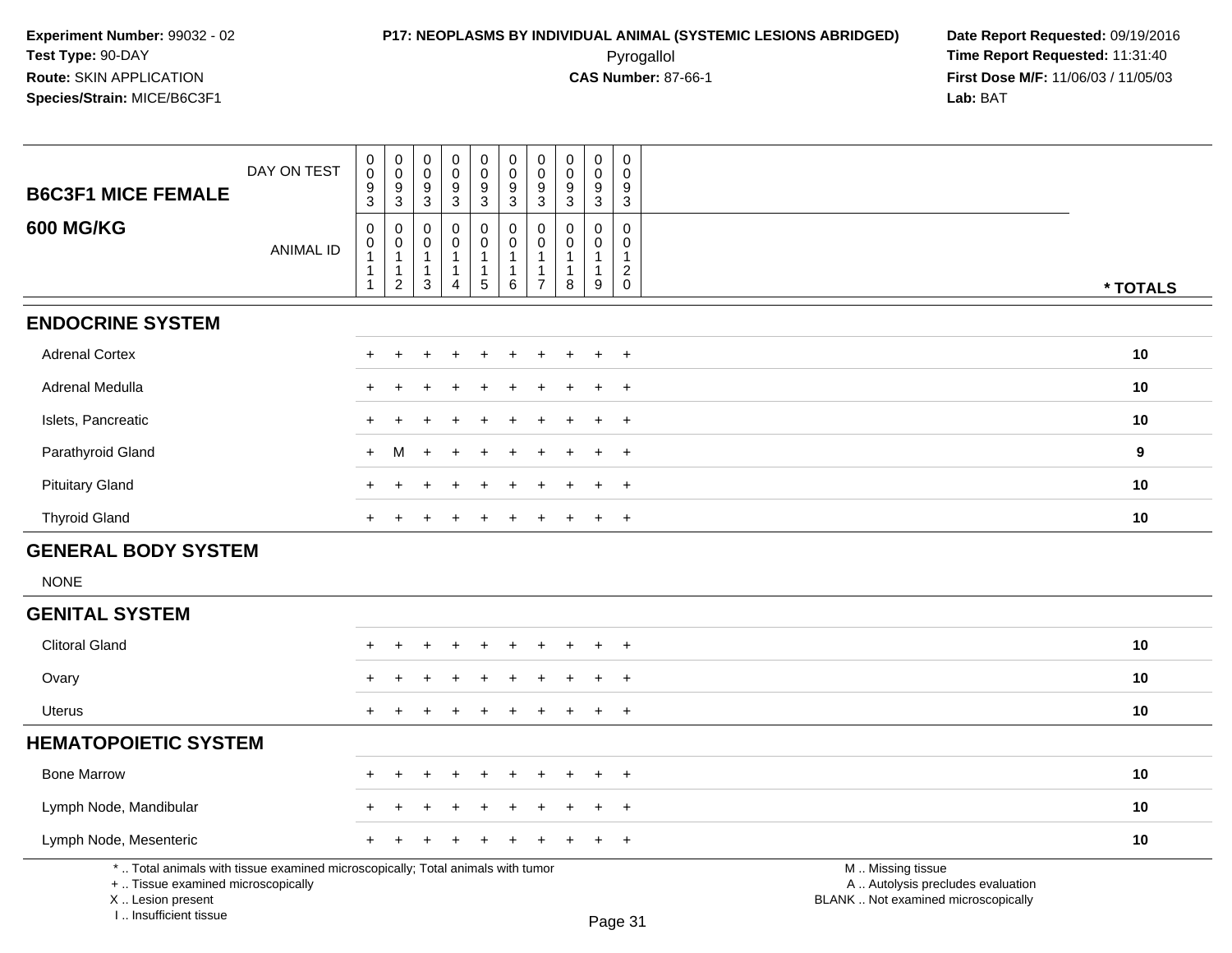**Experiment Number:** 99032 - 02
**Test Type:** 90-DAY
**Route:** SKIN APPLICATION
**Species/Strain:** MICE/B6C3F1

**P17: NEOPLASMS BY INDIVIDUAL ANIMAL (SYSTEMIC LESIONS ABRIDGED)**
Pyrogallol
**CAS Number:** 87-66-1

**Date Report Requested:** 09/19/2016
**Time Report Requested:** 11:31:40
**First Dose M/F:** 11/06/03 / 11/05/03
**Lab:** BAT

| B6C3F1 MICE FEMALE 600 MG/KG | | | | | | | | | | | |
|---|---|---|---|---|---|---|---|---|---|---|---|
| DAY ON TEST | 0093 | 0093 | 0093 | 0093 | 0093 | 0093 | 0093 | 0093 | 0093 | 0093 | |
| ANIMAL ID | 00111 | 00112 | 00113 | 00114 | 00115 | 00116 | 00117 | 00118 | 00119 | 00120 | * TOTALS |
| **ENDOCRINE SYSTEM** | | | | | | | | | | | |
| Adrenal Cortex | + | + | + | + | + | + | + | + | + | + | 10 |
| Adrenal Medulla | + | + | + | + | + | + | + | + | + | + | 10 |
| Islets, Pancreatic | + | + | + | + | + | + | + | + | + | + | 10 |
| Parathyroid Gland | + | M | + | + | + | + | + | + | + | + | 9 |
| Pituitary Gland | + | + | + | + | + | + | + | + | + | + | 10 |
| Thyroid Gland | + | + | + | + | + | + | + | + | + | + | 10 |
| **GENERAL BODY SYSTEM** | | | | | | | | | | | |
| NONE | | | | | | | | | | | |
| **GENITAL SYSTEM** | | | | | | | | | | | |
| Clitoral Gland | + | + | + | + | + | + | + | + | + | + | 10 |
| Ovary | + | + | + | + | + | + | + | + | + | + | 10 |
| Uterus | + | + | + | + | + | + | + | + | + | + | 10 |
| **HEMATOPOIETIC SYSTEM** | | | | | | | | | | | |
| Bone Marrow | + | + | + | + | + | + | + | + | + | + | 10 |
| Lymph Node, Mandibular | + | + | + | + | + | + | + | + | + | + | 10 |
| Lymph Node, Mesenteric | + | + | + | + | + | + | + | + | + | + | 10 |

* .. Total animals with tissue examined microscopically; Total animals with tumor
+ .. Tissue examined microscopically
X .. Lesion present
I .. Insufficient tissue

M .. Missing tissue
A .. Autolysis precludes evaluation
BLANK .. Not examined microscopically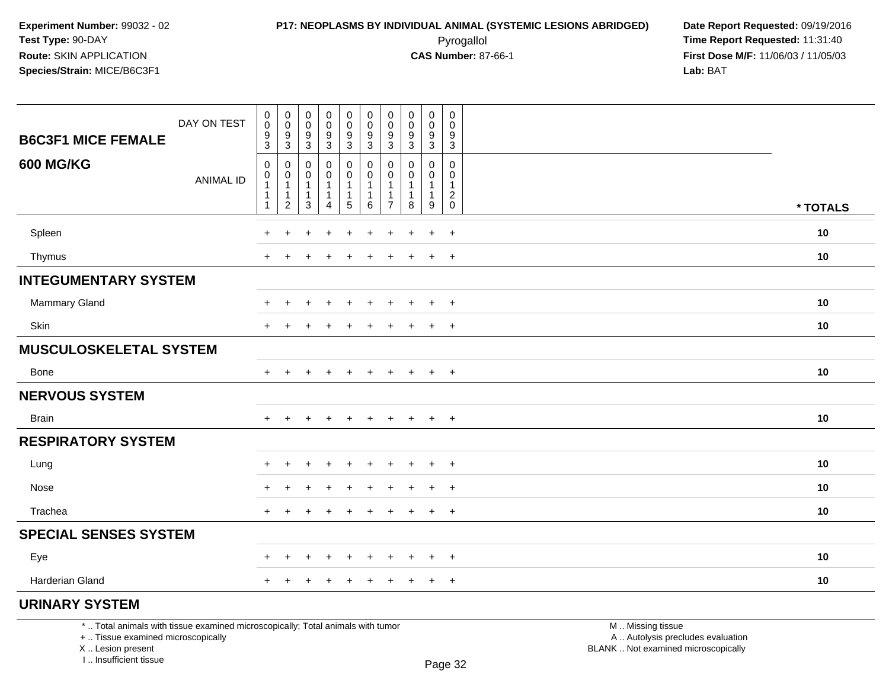**Experiment Number:** 99032 - 02
**Test Type:** 90-DAY
**Route:** SKIN APPLICATION
**Species/Strain:** MICE/B6C3F1

**P17: NEOPLASMS BY INDIVIDUAL ANIMAL (SYSTEMIC LESIONS ABRIDGED)**
Pyrogallol
**CAS Number:** 87-66-1

**Date Report Requested:** 09/19/2016
**Time Report Requested:** 11:31:40
**First Dose M/F:** 11/06/03 / 11/05/03
**Lab:** BAT

| B6C3F1 MICE FEMALE / 600 MG/KG | | | | | | | | | | | |
|---|---|---|---|---|---|---|---|---|---|---|---|
| DAY ON TEST | 0093 | 0093 | 0093 | 0093 | 0093 | 0093 | 0093 | 0093 | 0093 | 0093 | |
| ANIMAL ID | 00111 | 00112 | 00113 | 00114 | 00115 | 00116 | 00117 | 00118 | 00119 | 00120 | * TOTALS |
| Spleen | + | + | + | + | + | + | + | + | + | + | 10 |
| Thymus | + | + | + | + | + | + | + | + | + | + | 10 |
| **INTEGUMENTARY SYSTEM** | | | | | | | | | | | |
| Mammary Gland | + | + | + | + | + | + | + | + | + | + | 10 |
| Skin | + | + | + | + | + | + | + | + | + | + | 10 |
| **MUSCULOSKELETAL SYSTEM** | | | | | | | | | | | |
| Bone | + | + | + | + | + | + | + | + | + | + | 10 |
| **NERVOUS SYSTEM** | | | | | | | | | | | |
| Brain | + | + | + | + | + | + | + | + | + | + | 10 |
| **RESPIRATORY SYSTEM** | | | | | | | | | | | |
| Lung | + | + | + | + | + | + | + | + | + | + | 10 |
| Nose | + | + | + | + | + | + | + | + | + | + | 10 |
| Trachea | + | + | + | + | + | + | + | + | + | + | 10 |
| **SPECIAL SENSES SYSTEM** | | | | | | | | | | | |
| Eye | + | + | + | + | + | + | + | + | + | + | 10 |
| Harderian Gland | + | + | + | + | + | + | + | + | + | + | 10 |
| **URINARY SYSTEM** | | | | | | | | | | | |

* .. Total animals with tissue examined microscopically; Total animals with tumor
+ .. Tissue examined microscopically
X .. Lesion present
I .. Insufficient tissue

M .. Missing tissue
A .. Autolysis precludes evaluation
BLANK .. Not examined microscopically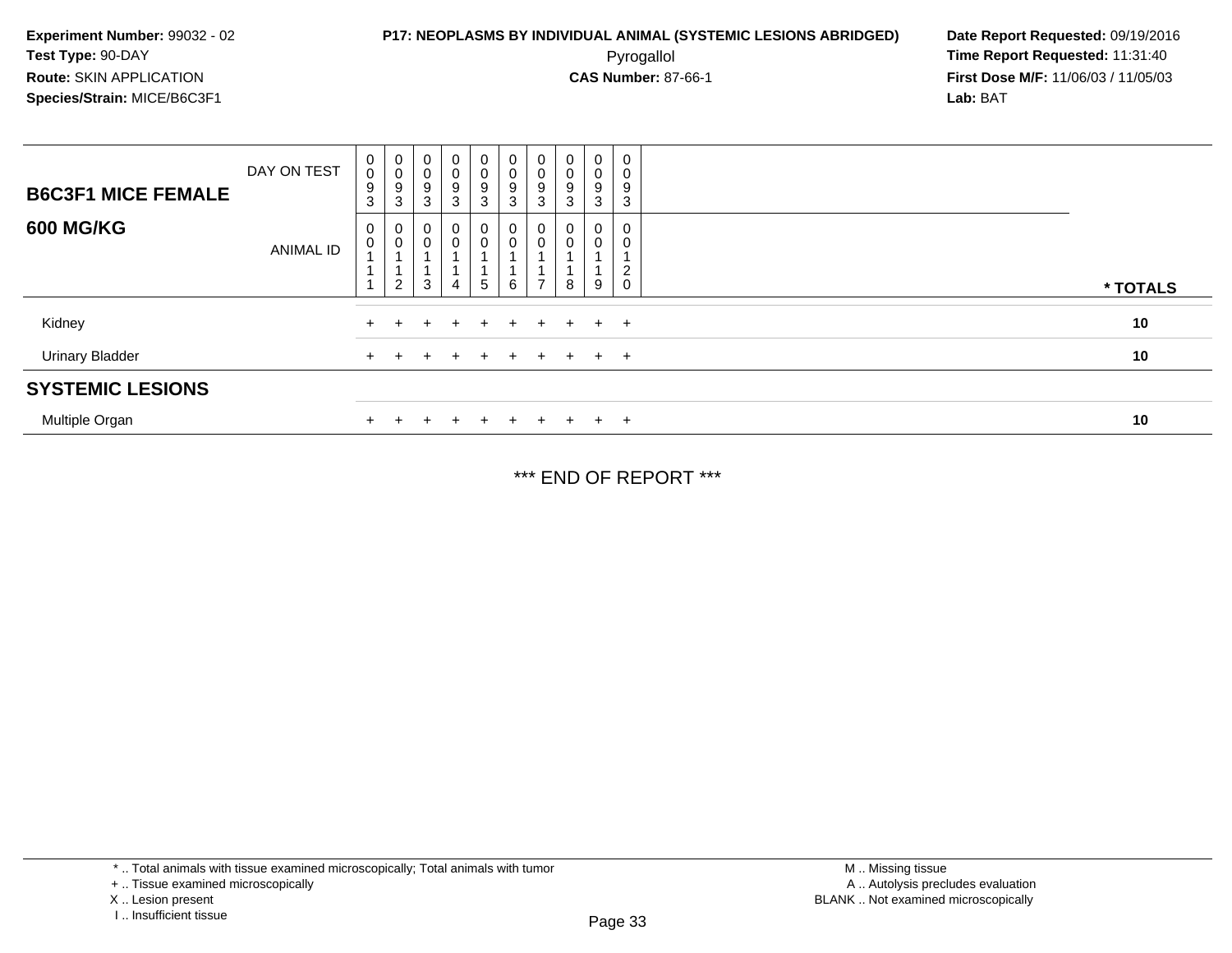**Experiment Number:** 99032 - 02
**Test Type:** 90-DAY
**Route:** SKIN APPLICATION
**Species/Strain:** MICE/B6C3F1

**P17: NEOPLASMS BY INDIVIDUAL ANIMAL (SYSTEMIC LESIONS ABRIDGED)**
Pyrogallol
**CAS Number:** 87-66-1

**Date Report Requested:** 09/19/2016
**Time Report Requested:** 11:31:40
**First Dose M/F:** 11/06/03 / 11/05/03
**Lab:** BAT

| B6C3F1 MICE FEMALE 600 MG/KG | | | | | | | | | | | |
|---|---|---|---|---|---|---|---|---|---|---|---|
| DAY ON TEST | 0093 | 0093 | 0093 | 0093 | 0093 | 0093 | 0093 | 0093 | 0093 | 0093 | |
| ANIMAL ID | 00111 | 00112 | 00113 | 00114 | 00115 | 00116 | 00117 | 00118 | 00119 | 00120 | * TOTALS |
| Kidney | + | + | + | + | + | + | + | + | + | + | 10 |
| Urinary Bladder | + | + | + | + | + | + | + | + | + | + | 10 |
| **SYSTEMIC LESIONS** | | | | | | | | | | | |
| Multiple Organ | + | + | + | + | + | + | + | + | + | + | 10 |

*** END OF REPORT ***

* .. Total animals with tissue examined microscopically; Total animals with tumor
+ .. Tissue examined microscopically
X .. Lesion present
I .. Insufficient tissue

M .. Missing tissue
A .. Autolysis precludes evaluation
BLANK .. Not examined microscopically